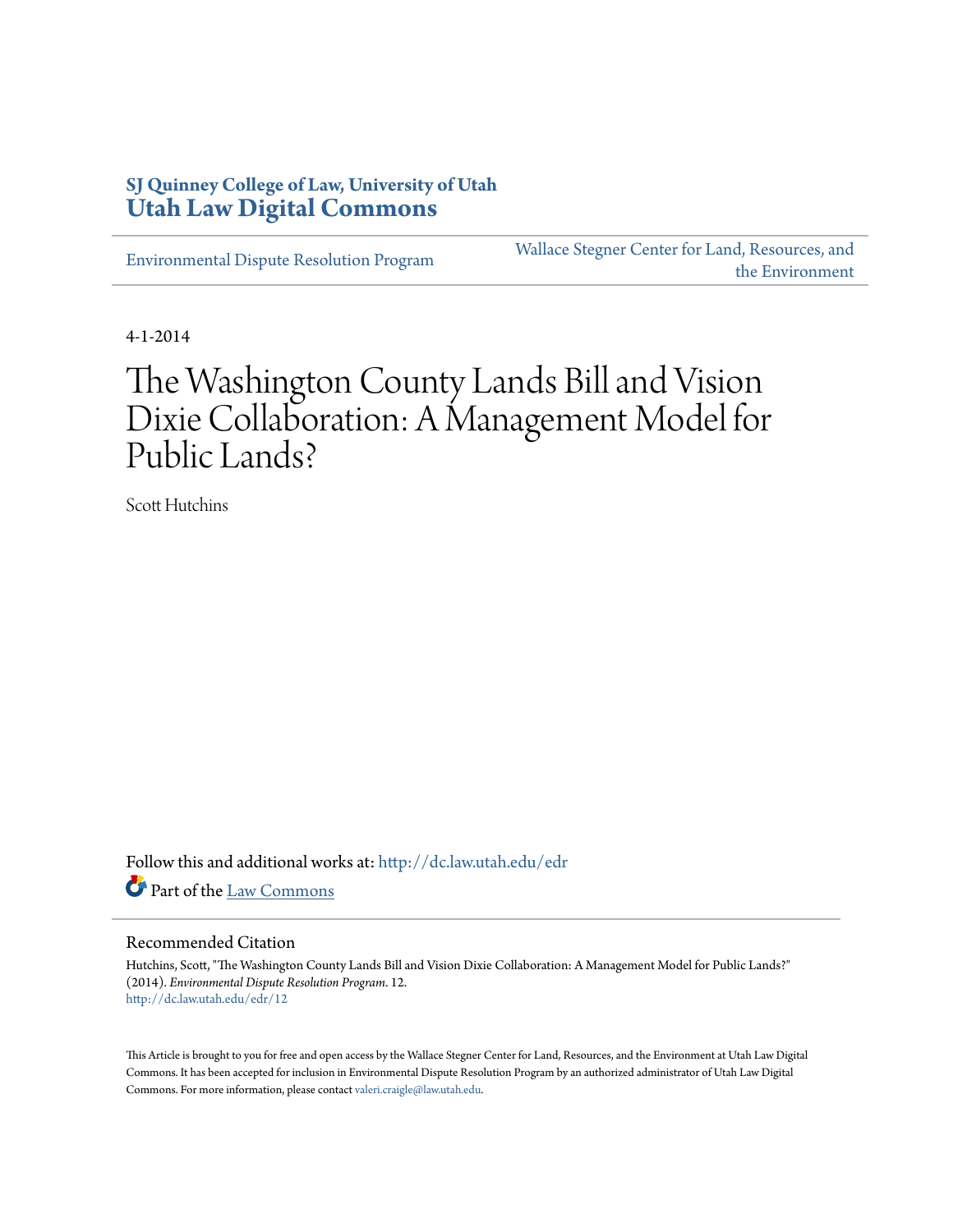SJ Quinney College of Law, University of Utah
**Utah Law Digital Commons**

Environmental Dispute Resolution Program

Wallace Stegner Center for Land, Resources, and the Environment

4-1-2014

# The Washington County Lands Bill and Vision Dixie Collaboration: A Management Model for Public Lands?

Scott Hutchins

Follow this and additional works at: http://dc.law.utah.edu/edr

Part of the Law Commons

## Recommended Citation

Hutchins, Scott, "The Washington County Lands Bill and Vision Dixie Collaboration: A Management Model for Public Lands?" (2014). *Environmental Dispute Resolution Program*. 12.
http://dc.law.utah.edu/edr/12

This Article is brought to you for free and open access by the Wallace Stegner Center for Land, Resources, and the Environment at Utah Law Digital Commons. It has been accepted for inclusion in Environmental Dispute Resolution Program by an authorized administrator of Utah Law Digital Commons. For more information, please contact valeri.craigle@law.utah.edu.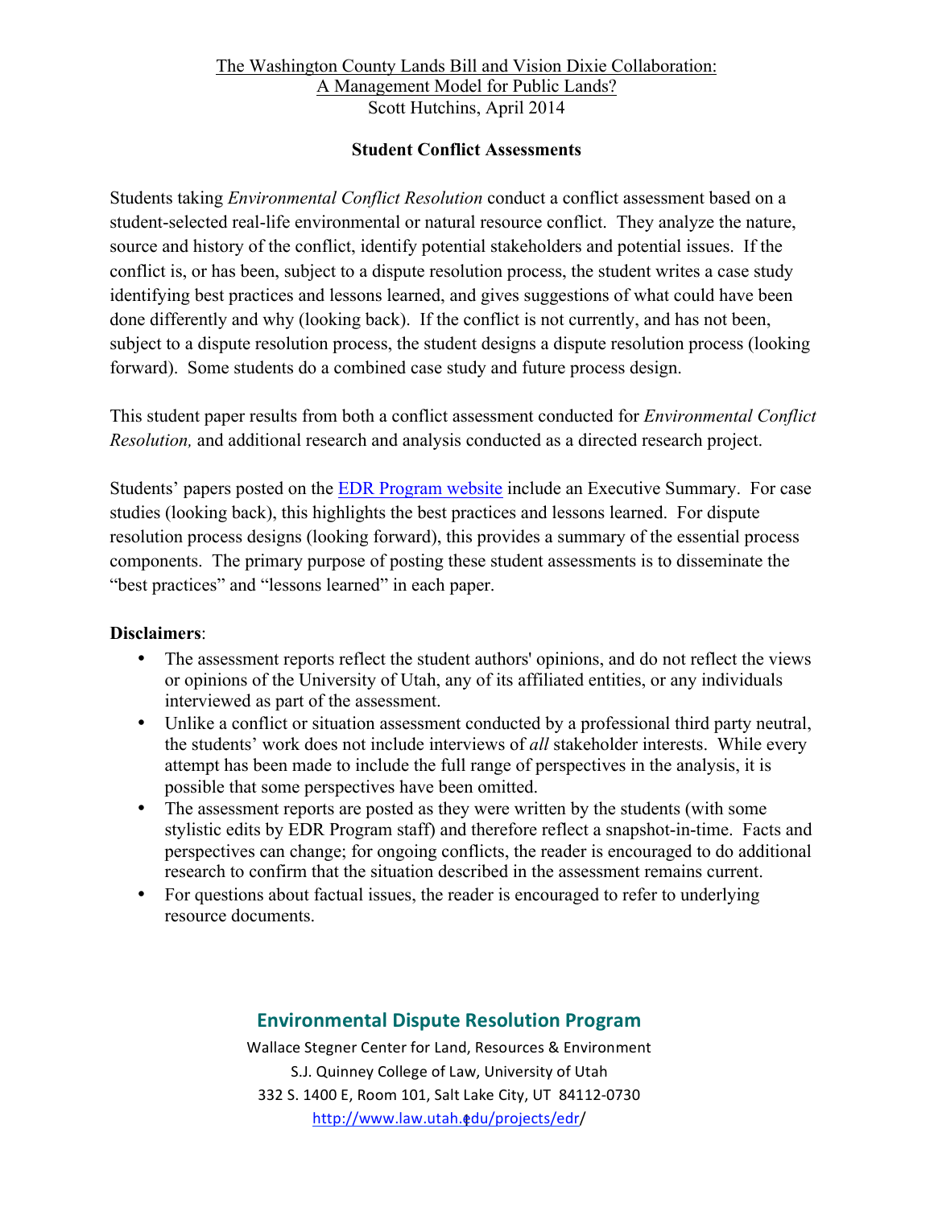The Washington County Lands Bill and Vision Dixie Collaboration:
A Management Model for Public Lands?
Scott Hutchins, April 2014

## Student Conflict Assessments

Students taking *Environmental Conflict Resolution* conduct a conflict assessment based on a student-selected real-life environmental or natural resource conflict. They analyze the nature, source and history of the conflict, identify potential stakeholders and potential issues. If the conflict is, or has been, subject to a dispute resolution process, the student writes a case study identifying best practices and lessons learned, and gives suggestions of what could have been done differently and why (looking back). If the conflict is not currently, and has not been, subject to a dispute resolution process, the student designs a dispute resolution process (looking forward). Some students do a combined case study and future process design.

This student paper results from both a conflict assessment conducted for *Environmental Conflict Resolution,* and additional research and analysis conducted as a directed research project.

Students' papers posted on the EDR Program website include an Executive Summary. For case studies (looking back), this highlights the best practices and lessons learned. For dispute resolution process designs (looking forward), this provides a summary of the essential process components. The primary purpose of posting these student assessments is to disseminate the "best practices" and "lessons learned" in each paper.

**Disclaimers**:

- The assessment reports reflect the student authors' opinions, and do not reflect the views or opinions of the University of Utah, any of its affiliated entities, or any individuals interviewed as part of the assessment.
- Unlike a conflict or situation assessment conducted by a professional third party neutral, the students' work does not include interviews of *all* stakeholder interests. While every attempt has been made to include the full range of perspectives in the analysis, it is possible that some perspectives have been omitted.
- The assessment reports are posted as they were written by the students (with some stylistic edits by EDR Program staff) and therefore reflect a snapshot-in-time. Facts and perspectives can change; for ongoing conflicts, the reader is encouraged to do additional research to confirm that the situation described in the assessment remains current.
- For questions about factual issues, the reader is encouraged to refer to underlying resource documents.

**Environmental Dispute Resolution Program**
Wallace Stegner Center for Land, Resources & Environment
S.J. Quinney College of Law, University of Utah
332 S. 1400 E, Room 101, Salt Lake City, UT 84112-0730
http://www.law.utah.edu/projects/edr/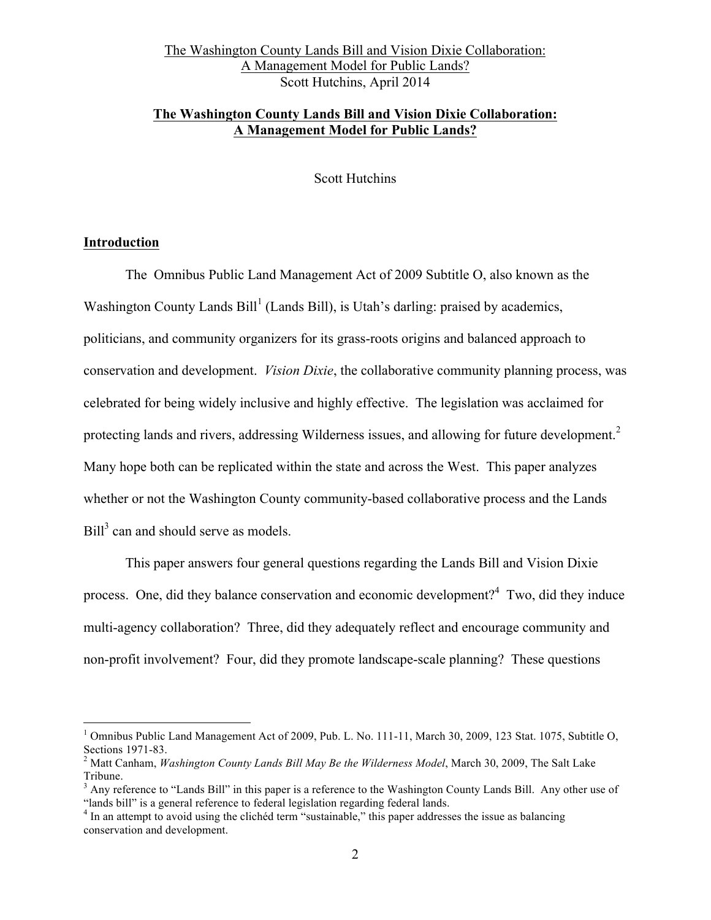## **The Washington County Lands Bill and Vision Dixie Collaboration: A Management Model for Public Lands?**

Scott Hutchins

### **Introduction**

The Omnibus Public Land Management Act of 2009 Subtitle O, also known as the Washington County Lands Bill[1] (Lands Bill), is Utah's darling: praised by academics, politicians, and community organizers for its grass-roots origins and balanced approach to conservation and development. *Vision Dixie*, the collaborative community planning process, was celebrated for being widely inclusive and highly effective. The legislation was acclaimed for protecting lands and rivers, addressing Wilderness issues, and allowing for future development.[2] Many hope both can be replicated within the state and across the West. This paper analyzes whether or not the Washington County community-based collaborative process and the Lands Bill[3] can and should serve as models.

This paper answers four general questions regarding the Lands Bill and Vision Dixie process. One, did they balance conservation and economic development?[4] Two, did they induce multi-agency collaboration? Three, did they adequately reflect and encourage community and non-profit involvement? Four, did they promote landscape-scale planning? These questions

---

[1] Omnibus Public Land Management Act of 2009, Pub. L. No. 111-11, March 30, 2009, 123 Stat. 1075, Subtitle O, Sections 1971-83.

[2] Matt Canham, *Washington County Lands Bill May Be the Wilderness Model*, March 30, 2009, The Salt Lake Tribune.

[3] Any reference to "Lands Bill" in this paper is a reference to the Washington County Lands Bill. Any other use of "lands bill" is a general reference to federal legislation regarding federal lands.

[4] In an attempt to avoid using the clichéd term "sustainable," this paper addresses the issue as balancing conservation and development.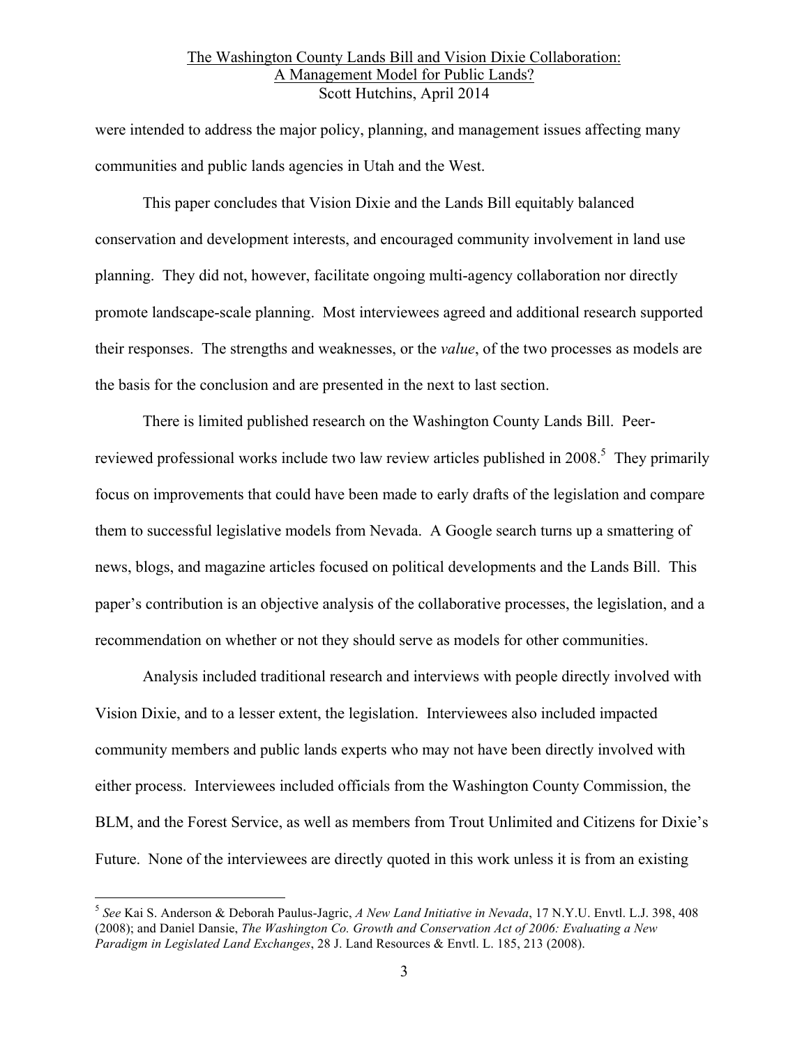were intended to address the major policy, planning, and management issues affecting many communities and public lands agencies in Utah and the West.

This paper concludes that Vision Dixie and the Lands Bill equitably balanced conservation and development interests, and encouraged community involvement in land use planning. They did not, however, facilitate ongoing multi-agency collaboration nor directly promote landscape-scale planning. Most interviewees agreed and additional research supported their responses. The strengths and weaknesses, or the *value*, of the two processes as models are the basis for the conclusion and are presented in the next to last section.

There is limited published research on the Washington County Lands Bill. Peer-reviewed professional works include two law review articles published in 2008.[5] They primarily focus on improvements that could have been made to early drafts of the legislation and compare them to successful legislative models from Nevada. A Google search turns up a smattering of news, blogs, and magazine articles focused on political developments and the Lands Bill. This paper's contribution is an objective analysis of the collaborative processes, the legislation, and a recommendation on whether or not they should serve as models for other communities.

Analysis included traditional research and interviews with people directly involved with Vision Dixie, and to a lesser extent, the legislation. Interviewees also included impacted community members and public lands experts who may not have been directly involved with either process. Interviewees included officials from the Washington County Commission, the BLM, and the Forest Service, as well as members from Trout Unlimited and Citizens for Dixie's Future. None of the interviewees are directly quoted in this work unless it is from an existing

---

[5] *See* Kai S. Anderson & Deborah Paulus-Jagric, *A New Land Initiative in Nevada*, 17 N.Y.U. Envtl. L.J. 398, 408 (2008); and Daniel Dansie, *The Washington Co. Growth and Conservation Act of 2006: Evaluating a New Paradigm in Legislated Land Exchanges*, 28 J. Land Resources & Envtl. L. 185, 213 (2008).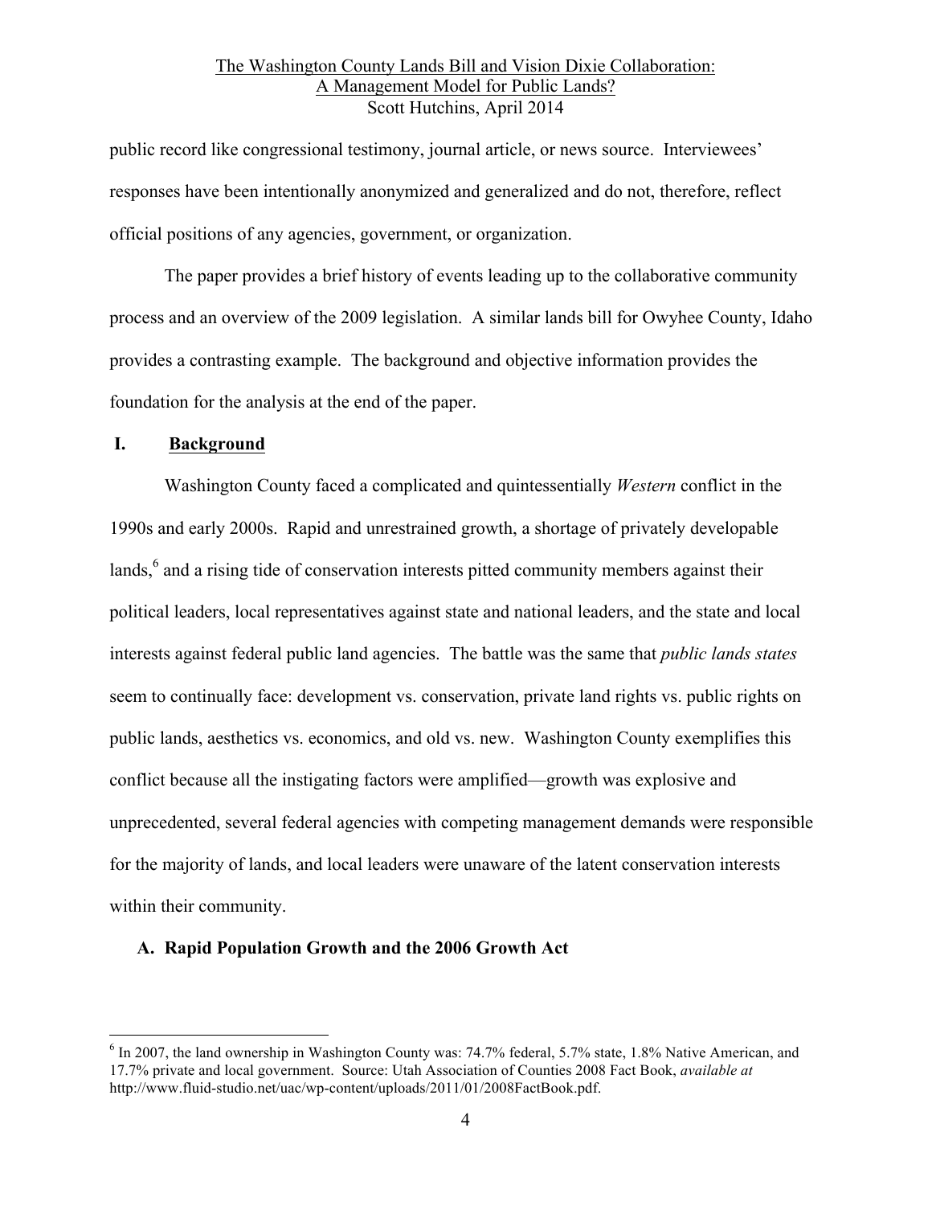public record like congressional testimony, journal article, or news source. Interviewees' responses have been intentionally anonymized and generalized and do not, therefore, reflect official positions of any agencies, government, or organization.

The paper provides a brief history of events leading up to the collaborative community process and an overview of the 2009 legislation. A similar lands bill for Owyhee County, Idaho provides a contrasting example. The background and objective information provides the foundation for the analysis at the end of the paper.

## I. Background

Washington County faced a complicated and quintessentially *Western* conflict in the 1990s and early 2000s. Rapid and unrestrained growth, a shortage of privately developable lands,[6] and a rising tide of conservation interests pitted community members against their political leaders, local representatives against state and national leaders, and the state and local interests against federal public land agencies. The battle was the same that *public lands states* seem to continually face: development vs. conservation, private land rights vs. public rights on public lands, aesthetics vs. economics, and old vs. new. Washington County exemplifies this conflict because all the instigating factors were amplified—growth was explosive and unprecedented, several federal agencies with competing management demands were responsible for the majority of lands, and local leaders were unaware of the latent conservation interests within their community.

### A. Rapid Population Growth and the 2006 Growth Act

[6] In 2007, the land ownership in Washington County was: 74.7% federal, 5.7% state, 1.8% Native American, and 17.7% private and local government. Source: Utah Association of Counties 2008 Fact Book, *available at* http://www.fluid-studio.net/uac/wp-content/uploads/2011/01/2008FactBook.pdf.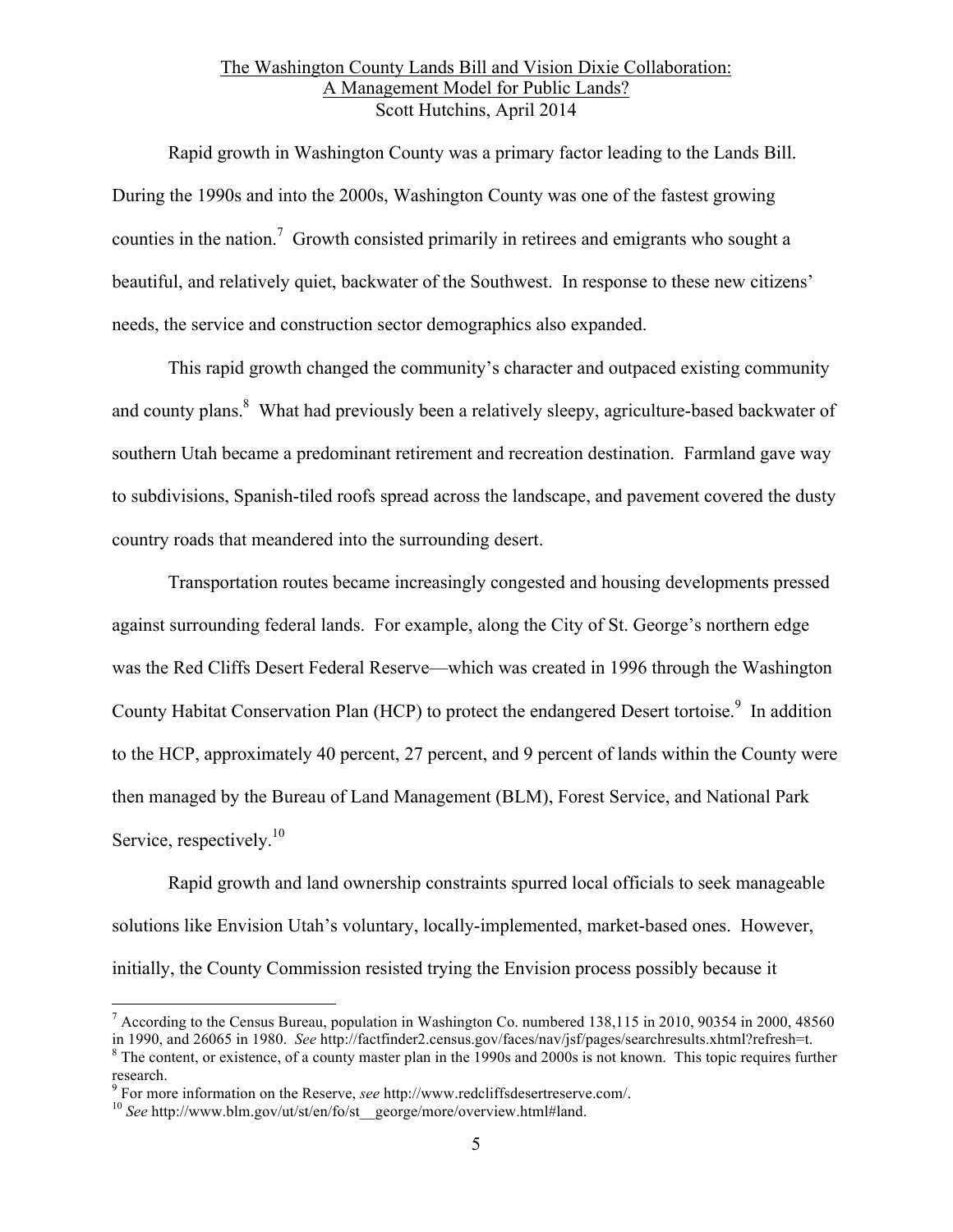Rapid growth in Washington County was a primary factor leading to the Lands Bill. During the 1990s and into the 2000s, Washington County was one of the fastest growing counties in the nation.[7] Growth consisted primarily in retirees and emigrants who sought a beautiful, and relatively quiet, backwater of the Southwest. In response to these new citizens' needs, the service and construction sector demographics also expanded.

This rapid growth changed the community's character and outpaced existing community and county plans.[8] What had previously been a relatively sleepy, agriculture-based backwater of southern Utah became a predominant retirement and recreation destination. Farmland gave way to subdivisions, Spanish-tiled roofs spread across the landscape, and pavement covered the dusty country roads that meandered into the surrounding desert.

Transportation routes became increasingly congested and housing developments pressed against surrounding federal lands. For example, along the City of St. George's northern edge was the Red Cliffs Desert Federal Reserve—which was created in 1996 through the Washington County Habitat Conservation Plan (HCP) to protect the endangered Desert tortoise.[9] In addition to the HCP, approximately 40 percent, 27 percent, and 9 percent of lands within the County were then managed by the Bureau of Land Management (BLM), Forest Service, and National Park Service, respectively.[10]

Rapid growth and land ownership constraints spurred local officials to seek manageable solutions like Envision Utah's voluntary, locally-implemented, market-based ones. However, initially, the County Commission resisted trying the Envision process possibly because it

---

[7] According to the Census Bureau, population in Washington Co. numbered 138,115 in 2010, 90354 in 2000, 48560 in 1990, and 26065 in 1980. *See* http://factfinder2.census.gov/faces/nav/jsf/pages/searchresults.xhtml?refresh=t.

[8] The content, or existence, of a county master plan in the 1990s and 2000s is not known. This topic requires further research.

[9] For more information on the Reserve, *see* http://www.redcliffsdesertreserve.com/.

[10] *See* http://www.blm.gov/ut/st/en/fo/st__george/more/overview.html#land.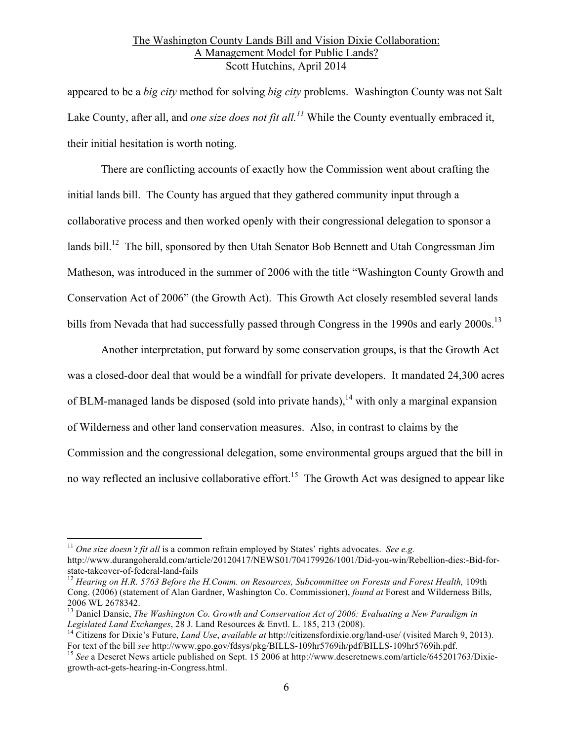appeared to be a *big city* method for solving *big city* problems. Washington County was not Salt Lake County, after all, and *one size does not fit all.*[11] While the County eventually embraced it, their initial hesitation is worth noting.

There are conflicting accounts of exactly how the Commission went about crafting the initial lands bill. The County has argued that they gathered community input through a collaborative process and then worked openly with their congressional delegation to sponsor a lands bill.[12] The bill, sponsored by then Utah Senator Bob Bennett and Utah Congressman Jim Matheson, was introduced in the summer of 2006 with the title "Washington County Growth and Conservation Act of 2006" (the Growth Act). This Growth Act closely resembled several lands bills from Nevada that had successfully passed through Congress in the 1990s and early 2000s.[13]

Another interpretation, put forward by some conservation groups, is that the Growth Act was a closed-door deal that would be a windfall for private developers. It mandated 24,300 acres of BLM-managed lands be disposed (sold into private hands),[14] with only a marginal expansion of Wilderness and other land conservation measures. Also, in contrast to claims by the Commission and the congressional delegation, some environmental groups argued that the bill in no way reflected an inclusive collaborative effort.[15] The Growth Act was designed to appear like

---

[11] *One size doesn't fit all* is a common refrain employed by States' rights advocates. *See e.g.* http://www.durangoherald.com/article/20120417/NEWS01/704179926/1001/Did-you-win/Rebellion-dies:-Bid-for-state-takeover-of-federal-land-fails

[12] *Hearing on H.R. 5763 Before the H.Comm. on Resources, Subcommittee on Forests and Forest Health,* 109th Cong. (2006) (statement of Alan Gardner, Washington Co. Commissioner), *found at* Forest and Wilderness Bills, 2006 WL 2678342.

[13] Daniel Dansie, *The Washington Co. Growth and Conservation Act of 2006: Evaluating a New Paradigm in Legislated Land Exchanges*, 28 J. Land Resources & Envtl. L. 185, 213 (2008).

[14] Citizens for Dixie's Future, *Land Use*, *available at* http://citizensfordixie.org/land-use/ (visited March 9, 2013). For text of the bill *see* http://www.gpo.gov/fdsys/pkg/BILLS-109hr5769ih/pdf/BILLS-109hr5769ih.pdf.

[15] *See* a Deseret News article published on Sept. 15 2006 at http://www.deseretnews.com/article/645201763/Dixie-growth-act-gets-hearing-in-Congress.html.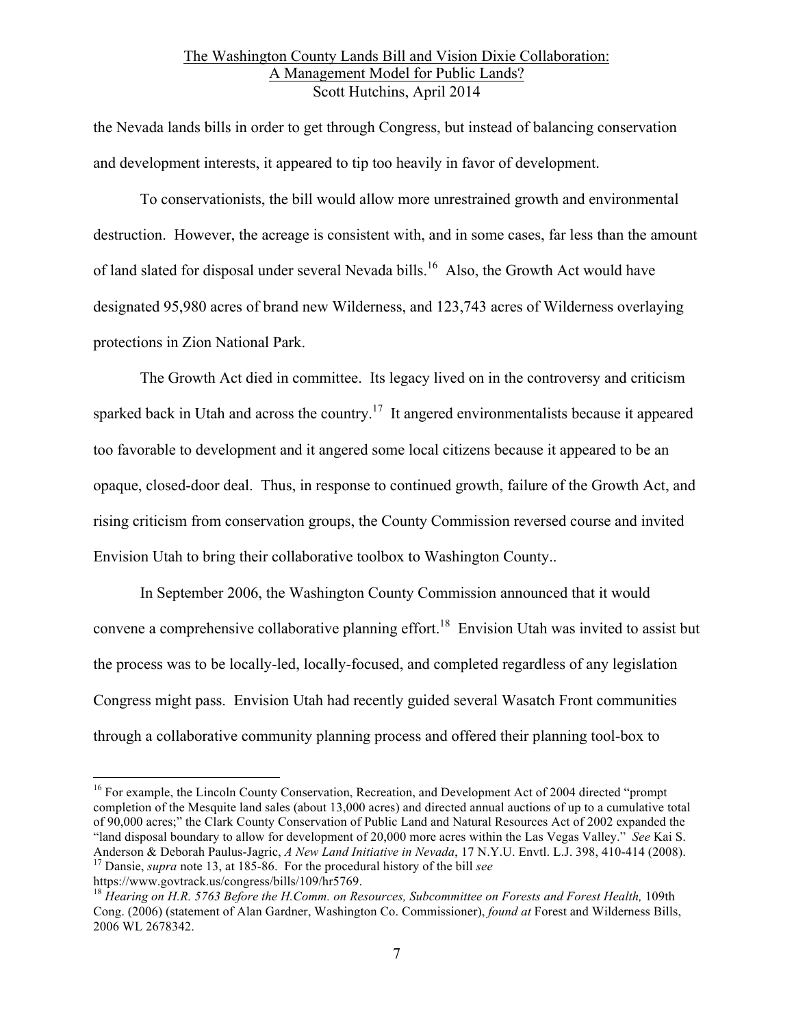the Nevada lands bills in order to get through Congress, but instead of balancing conservation and development interests, it appeared to tip too heavily in favor of development.

To conservationists, the bill would allow more unrestrained growth and environmental destruction. However, the acreage is consistent with, and in some cases, far less than the amount of land slated for disposal under several Nevada bills.[16] Also, the Growth Act would have designated 95,980 acres of brand new Wilderness, and 123,743 acres of Wilderness overlaying protections in Zion National Park.

The Growth Act died in committee. Its legacy lived on in the controversy and criticism sparked back in Utah and across the country.[17] It angered environmentalists because it appeared too favorable to development and it angered some local citizens because it appeared to be an opaque, closed-door deal. Thus, in response to continued growth, failure of the Growth Act, and rising criticism from conservation groups, the County Commission reversed course and invited Envision Utah to bring their collaborative toolbox to Washington County..

In September 2006, the Washington County Commission announced that it would convene a comprehensive collaborative planning effort.[18] Envision Utah was invited to assist but the process was to be locally-led, locally-focused, and completed regardless of any legislation Congress might pass. Envision Utah had recently guided several Wasatch Front communities through a collaborative community planning process and offered their planning tool-box to

---

[16] For example, the Lincoln County Conservation, Recreation, and Development Act of 2004 directed "prompt completion of the Mesquite land sales (about 13,000 acres) and directed annual auctions of up to a cumulative total of 90,000 acres;" the Clark County Conservation of Public Land and Natural Resources Act of 2002 expanded the "land disposal boundary to allow for development of 20,000 more acres within the Las Vegas Valley." *See* Kai S. Anderson & Deborah Paulus-Jagric, *A New Land Initiative in Nevada*, 17 N.Y.U. Envtl. L.J. 398, 410-414 (2008).

[17] Dansie, *supra* note 13, at 185-86. For the procedural history of the bill *see* https://www.govtrack.us/congress/bills/109/hr5769.

[18] *Hearing on H.R. 5763 Before the H.Comm. on Resources, Subcommittee on Forests and Forest Health,* 109th Cong. (2006) (statement of Alan Gardner, Washington Co. Commissioner), *found at* Forest and Wilderness Bills, 2006 WL 2678342.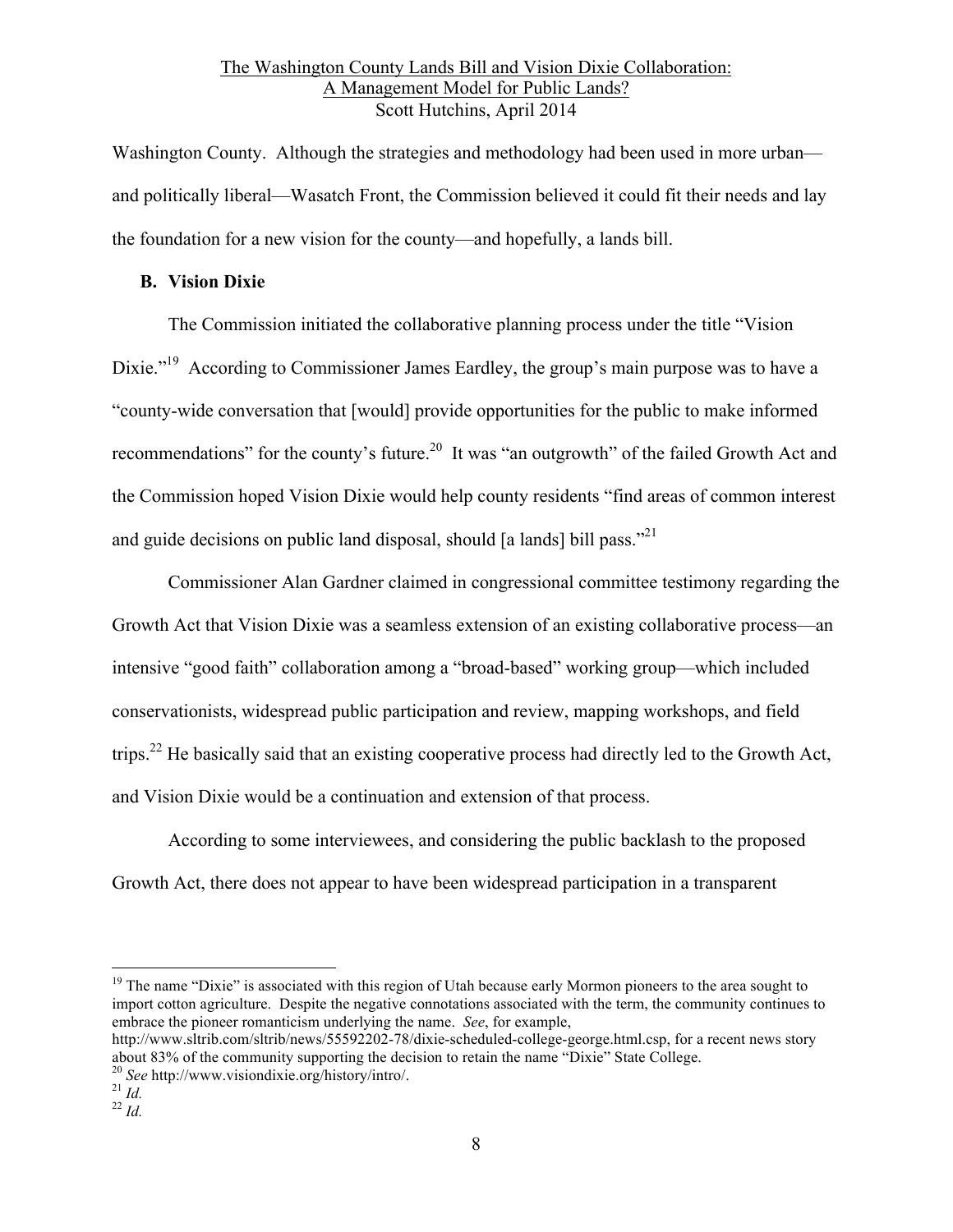Washington County. Although the strategies and methodology had been used in more urban—and politically liberal—Wasatch Front, the Commission believed it could fit their needs and lay the foundation for a new vision for the county—and hopefully, a lands bill.

### B. Vision Dixie

The Commission initiated the collaborative planning process under the title "Vision Dixie."[19] According to Commissioner James Eardley, the group's main purpose was to have a "county-wide conversation that [would] provide opportunities for the public to make informed recommendations" for the county's future.[20] It was "an outgrowth" of the failed Growth Act and the Commission hoped Vision Dixie would help county residents "find areas of common interest and guide decisions on public land disposal, should [a lands] bill pass."[21]

Commissioner Alan Gardner claimed in congressional committee testimony regarding the Growth Act that Vision Dixie was a seamless extension of an existing collaborative process—an intensive "good faith" collaboration among a "broad-based" working group—which included conservationists, widespread public participation and review, mapping workshops, and field trips.[22] He basically said that an existing cooperative process had directly led to the Growth Act, and Vision Dixie would be a continuation and extension of that process.

According to some interviewees, and considering the public backlash to the proposed Growth Act, there does not appear to have been widespread participation in a transparent

---

[19] The name "Dixie" is associated with this region of Utah because early Mormon pioneers to the area sought to import cotton agriculture. Despite the negative connotations associated with the term, the community continues to embrace the pioneer romanticism underlying the name. *See*, for example, http://www.sltrib.com/sltrib/news/55592202-78/dixie-scheduled-college-george.html.csp, for a recent news story about 83% of the community supporting the decision to retain the name "Dixie" State College.

[20] *See* http://www.visiondixie.org/history/intro/.

[21] *Id.*

[22] *Id.*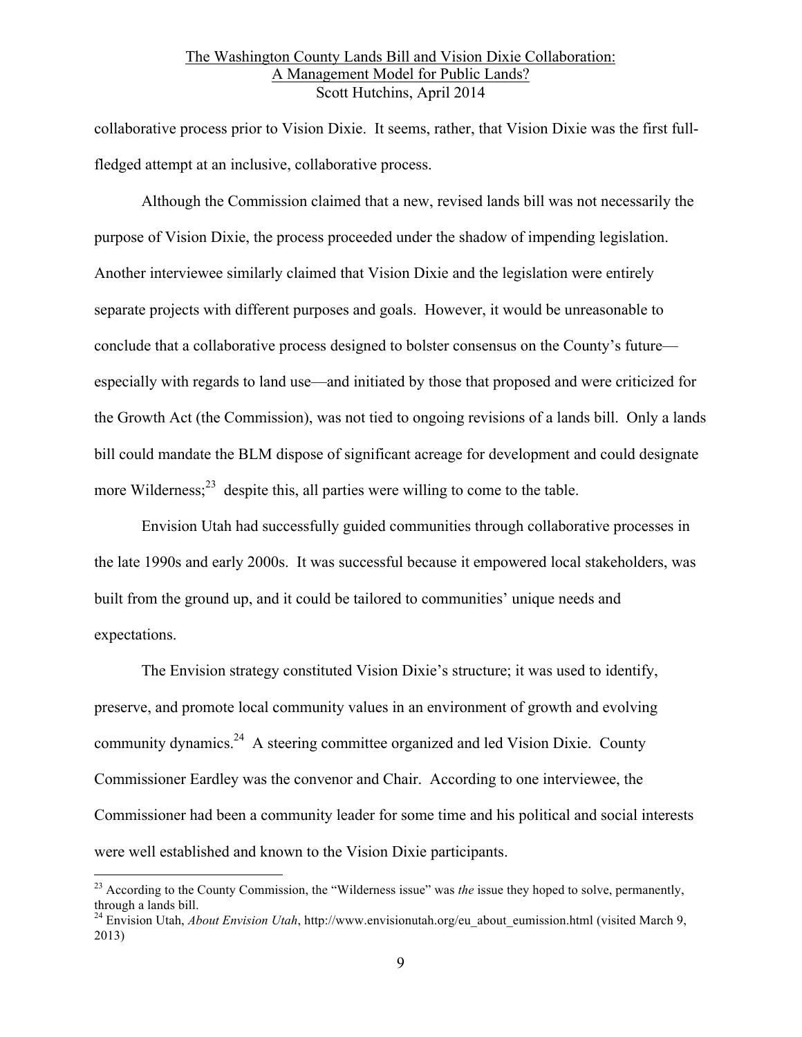collaborative process prior to Vision Dixie. It seems, rather, that Vision Dixie was the first full-fledged attempt at an inclusive, collaborative process.

Although the Commission claimed that a new, revised lands bill was not necessarily the purpose of Vision Dixie, the process proceeded under the shadow of impending legislation. Another interviewee similarly claimed that Vision Dixie and the legislation were entirely separate projects with different purposes and goals. However, it would be unreasonable to conclude that a collaborative process designed to bolster consensus on the County's future—especially with regards to land use—and initiated by those that proposed and were criticized for the Growth Act (the Commission), was not tied to ongoing revisions of a lands bill. Only a lands bill could mandate the BLM dispose of significant acreage for development and could designate more Wilderness;[23] despite this, all parties were willing to come to the table.

Envision Utah had successfully guided communities through collaborative processes in the late 1990s and early 2000s. It was successful because it empowered local stakeholders, was built from the ground up, and it could be tailored to communities' unique needs and expectations.

The Envision strategy constituted Vision Dixie's structure; it was used to identify, preserve, and promote local community values in an environment of growth and evolving community dynamics.[24] A steering committee organized and led Vision Dixie. County Commissioner Eardley was the convenor and Chair. According to one interviewee, the Commissioner had been a community leader for some time and his political and social interests were well established and known to the Vision Dixie participants.

---

[23] According to the County Commission, the "Wilderness issue" was *the* issue they hoped to solve, permanently, through a lands bill.

[24] Envision Utah, *About Envision Utah*, http://www.envisionutah.org/eu_about_eumission.html (visited March 9, 2013)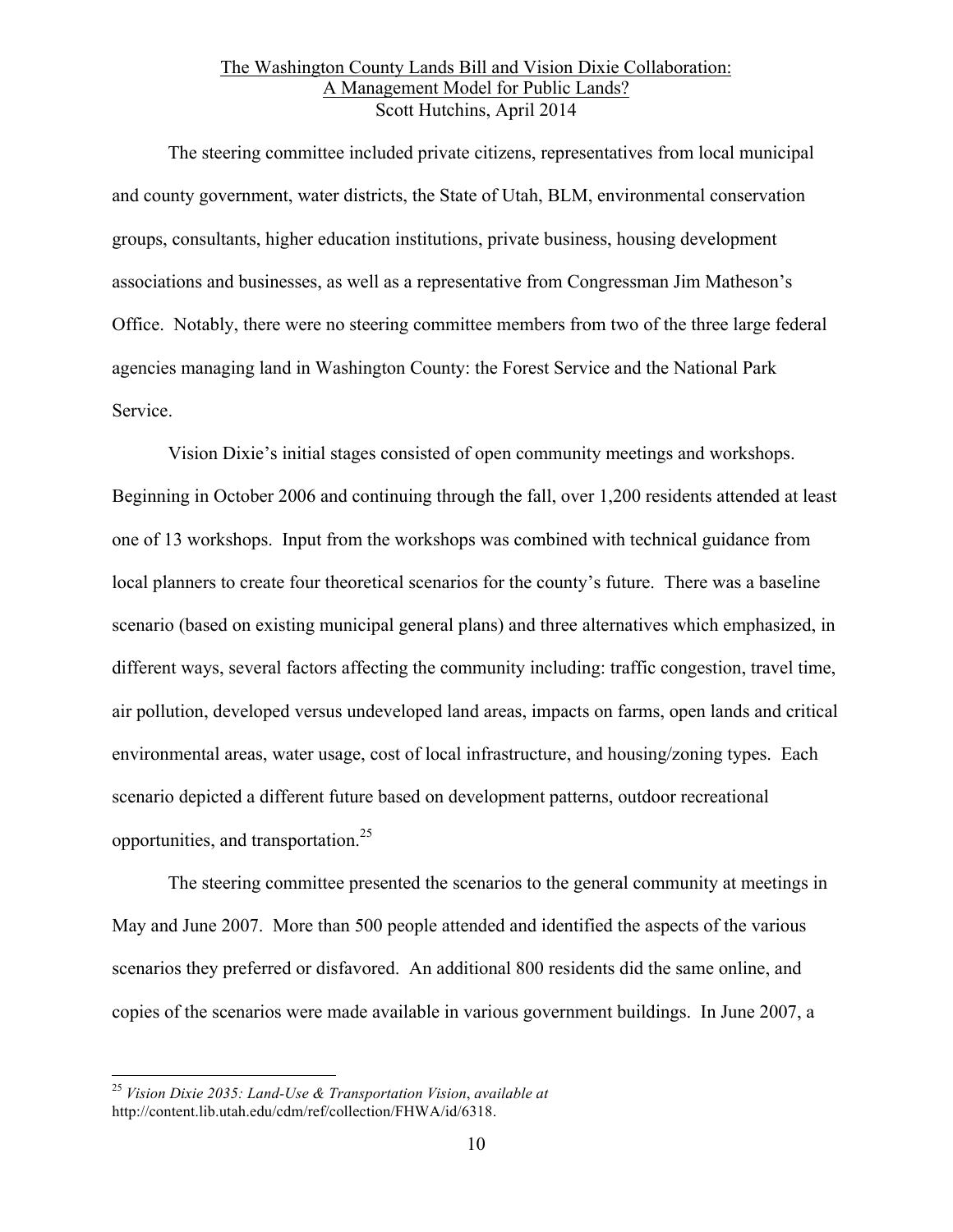The steering committee included private citizens, representatives from local municipal and county government, water districts, the State of Utah, BLM, environmental conservation groups, consultants, higher education institutions, private business, housing development associations and businesses, as well as a representative from Congressman Jim Matheson's Office. Notably, there were no steering committee members from two of the three large federal agencies managing land in Washington County: the Forest Service and the National Park Service.

Vision Dixie's initial stages consisted of open community meetings and workshops. Beginning in October 2006 and continuing through the fall, over 1,200 residents attended at least one of 13 workshops. Input from the workshops was combined with technical guidance from local planners to create four theoretical scenarios for the county's future. There was a baseline scenario (based on existing municipal general plans) and three alternatives which emphasized, in different ways, several factors affecting the community including: traffic congestion, travel time, air pollution, developed versus undeveloped land areas, impacts on farms, open lands and critical environmental areas, water usage, cost of local infrastructure, and housing/zoning types. Each scenario depicted a different future based on development patterns, outdoor recreational opportunities, and transportation.[25]

The steering committee presented the scenarios to the general community at meetings in May and June 2007. More than 500 people attended and identified the aspects of the various scenarios they preferred or disfavored. An additional 800 residents did the same online, and copies of the scenarios were made available in various government buildings. In June 2007, a

---

[25] *Vision Dixie 2035: Land-Use & Transportation Vision*, *available at* http://content.lib.utah.edu/cdm/ref/collection/FHWA/id/6318.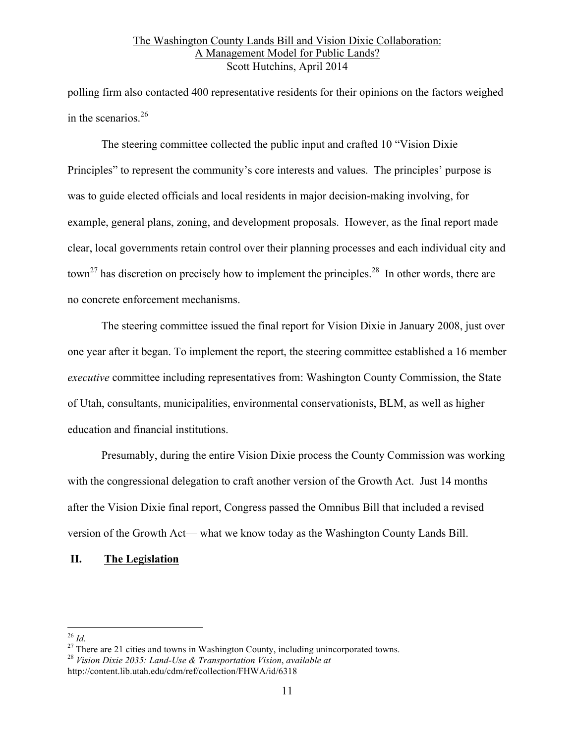polling firm also contacted 400 representative residents for their opinions on the factors weighed in the scenarios.[26]

The steering committee collected the public input and crafted 10 "Vision Dixie Principles" to represent the community's core interests and values. The principles' purpose is was to guide elected officials and local residents in major decision-making involving, for example, general plans, zoning, and development proposals. However, as the final report made clear, local governments retain control over their planning processes and each individual city and town[27] has discretion on precisely how to implement the principles.[28] In other words, there are no concrete enforcement mechanisms.

The steering committee issued the final report for Vision Dixie in January 2008, just over one year after it began. To implement the report, the steering committee established a 16 member *executive* committee including representatives from: Washington County Commission, the State of Utah, consultants, municipalities, environmental conservationists, BLM, as well as higher education and financial institutions.

Presumably, during the entire Vision Dixie process the County Commission was working with the congressional delegation to craft another version of the Growth Act. Just 14 months after the Vision Dixie final report, Congress passed the Omnibus Bill that included a revised version of the Growth Act— what we know today as the Washington County Lands Bill.

## II. The Legislation

---

[26] *Id.*

[27] There are 21 cities and towns in Washington County, including unincorporated towns.

[28] *Vision Dixie 2035: Land-Use & Transportation Vision*, *available at* http://content.lib.utah.edu/cdm/ref/collection/FHWA/id/6318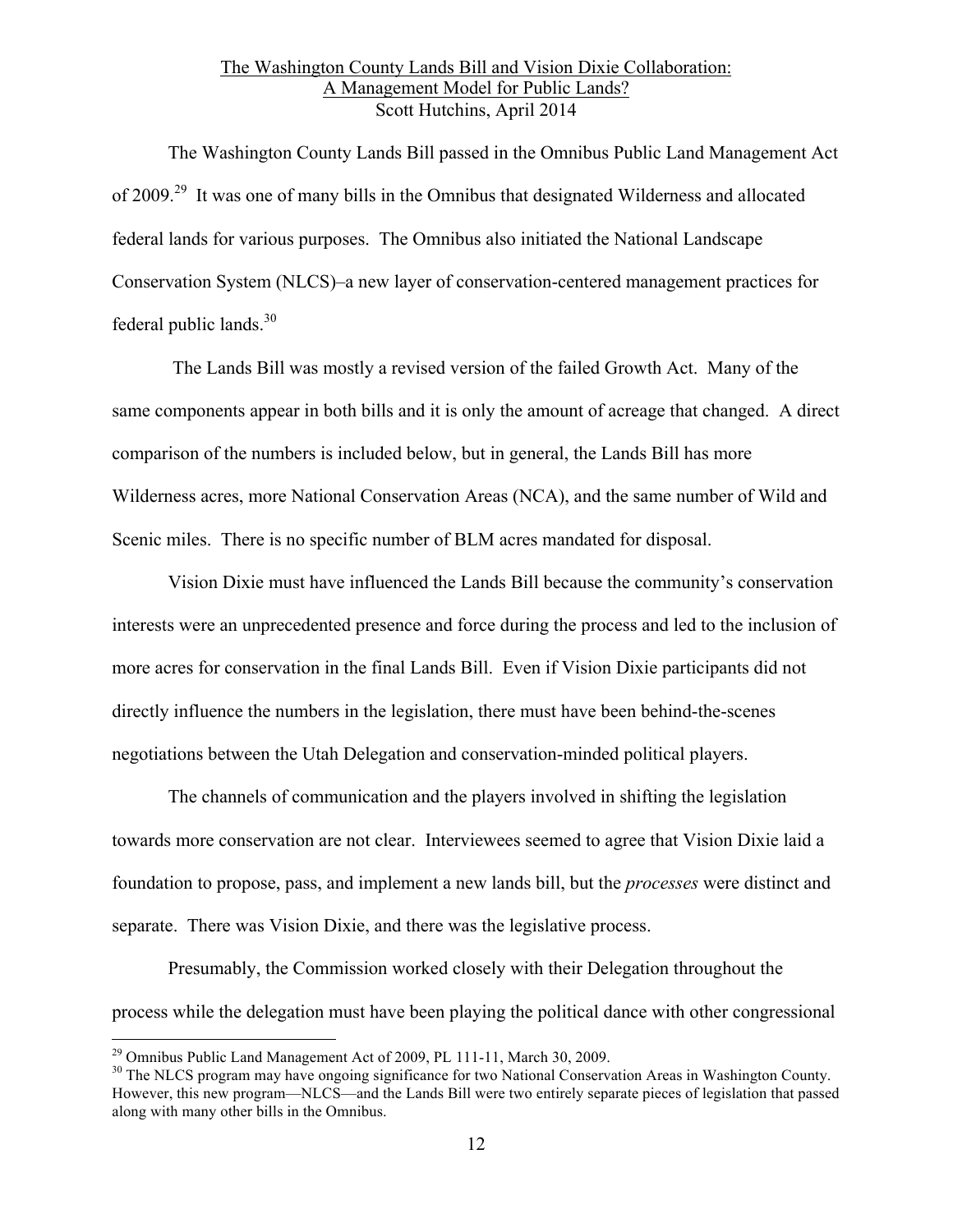The Washington County Lands Bill passed in the Omnibus Public Land Management Act of 2009.[29] It was one of many bills in the Omnibus that designated Wilderness and allocated federal lands for various purposes. The Omnibus also initiated the National Landscape Conservation System (NLCS)–a new layer of conservation-centered management practices for federal public lands.[30]

The Lands Bill was mostly a revised version of the failed Growth Act. Many of the same components appear in both bills and it is only the amount of acreage that changed. A direct comparison of the numbers is included below, but in general, the Lands Bill has more Wilderness acres, more National Conservation Areas (NCA), and the same number of Wild and Scenic miles. There is no specific number of BLM acres mandated for disposal.

Vision Dixie must have influenced the Lands Bill because the community's conservation interests were an unprecedented presence and force during the process and led to the inclusion of more acres for conservation in the final Lands Bill. Even if Vision Dixie participants did not directly influence the numbers in the legislation, there must have been behind-the-scenes negotiations between the Utah Delegation and conservation-minded political players.

The channels of communication and the players involved in shifting the legislation towards more conservation are not clear. Interviewees seemed to agree that Vision Dixie laid a foundation to propose, pass, and implement a new lands bill, but the *processes* were distinct and separate. There was Vision Dixie, and there was the legislative process.

Presumably, the Commission worked closely with their Delegation throughout the process while the delegation must have been playing the political dance with other congressional

[29] Omnibus Public Land Management Act of 2009, PL 111-11, March 30, 2009.

[30] The NLCS program may have ongoing significance for two National Conservation Areas in Washington County. However, this new program—NLCS—and the Lands Bill were two entirely separate pieces of legislation that passed along with many other bills in the Omnibus.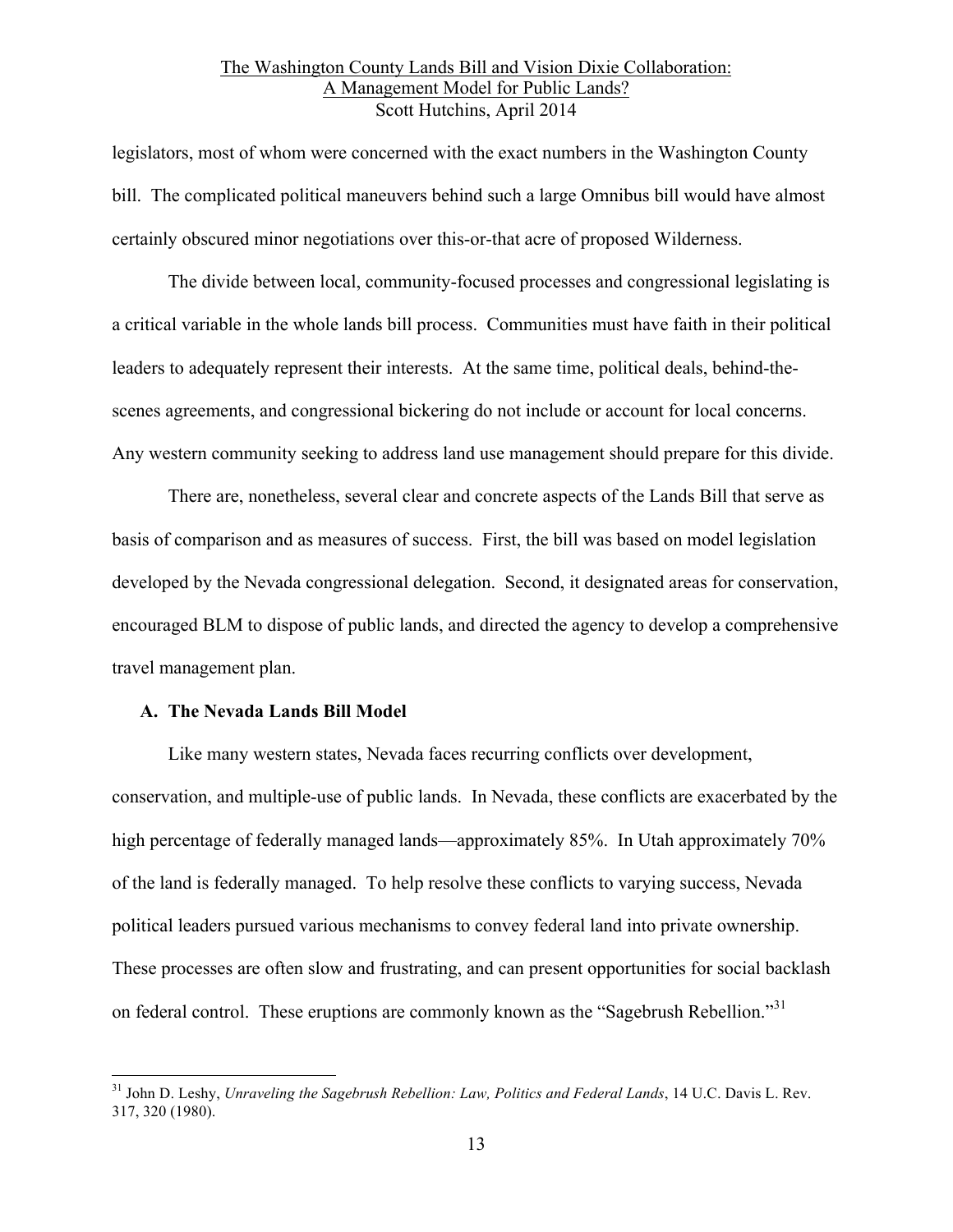legislators, most of whom were concerned with the exact numbers in the Washington County bill. The complicated political maneuvers behind such a large Omnibus bill would have almost certainly obscured minor negotiations over this-or-that acre of proposed Wilderness.

The divide between local, community-focused processes and congressional legislating is a critical variable in the whole lands bill process. Communities must have faith in their political leaders to adequately represent their interests. At the same time, political deals, behind-the-scenes agreements, and congressional bickering do not include or account for local concerns. Any western community seeking to address land use management should prepare for this divide.

There are, nonetheless, several clear and concrete aspects of the Lands Bill that serve as basis of comparison and as measures of success. First, the bill was based on model legislation developed by the Nevada congressional delegation. Second, it designated areas for conservation, encouraged BLM to dispose of public lands, and directed the agency to develop a comprehensive travel management plan.

### A. The Nevada Lands Bill Model

Like many western states, Nevada faces recurring conflicts over development, conservation, and multiple-use of public lands. In Nevada, these conflicts are exacerbated by the high percentage of federally managed lands—approximately 85%. In Utah approximately 70% of the land is federally managed. To help resolve these conflicts to varying success, Nevada political leaders pursued various mechanisms to convey federal land into private ownership. These processes are often slow and frustrating, and can present opportunities for social backlash on federal control. These eruptions are commonly known as the "Sagebrush Rebellion."[31]

[31] John D. Leshy, *Unraveling the Sagebrush Rebellion: Law, Politics and Federal Lands*, 14 U.C. Davis L. Rev. 317, 320 (1980).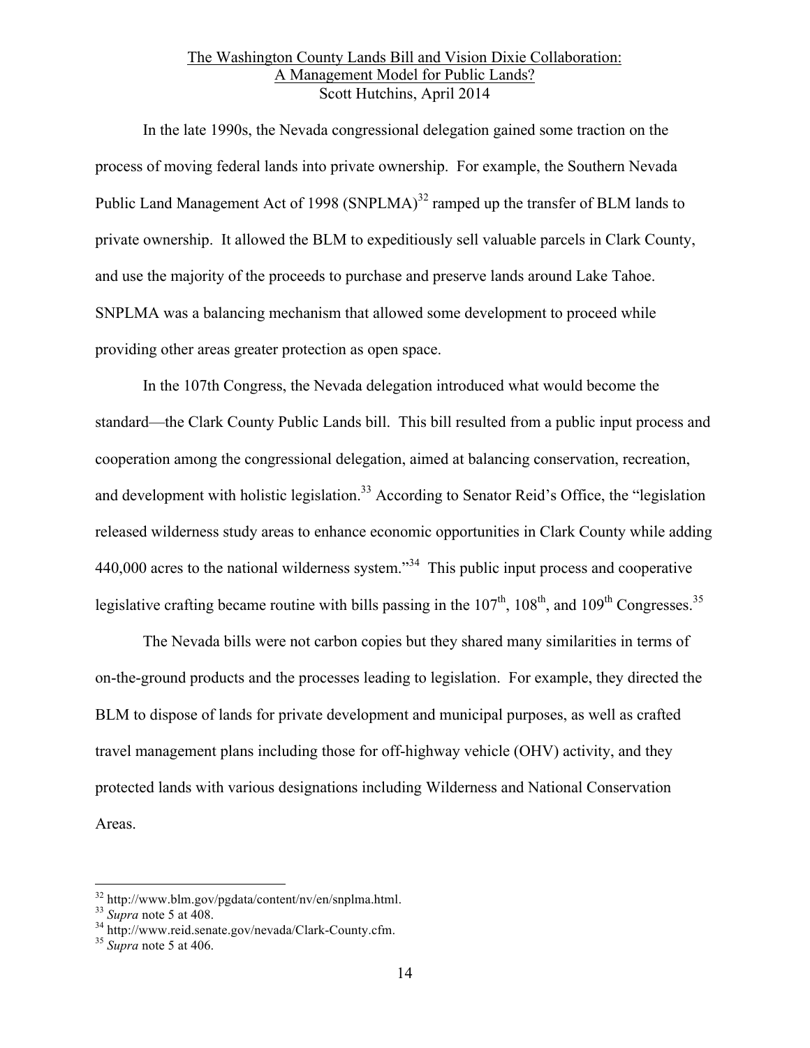In the late 1990s, the Nevada congressional delegation gained some traction on the process of moving federal lands into private ownership. For example, the Southern Nevada Public Land Management Act of 1998 (SNPLMA)[32] ramped up the transfer of BLM lands to private ownership. It allowed the BLM to expeditiously sell valuable parcels in Clark County, and use the majority of the proceeds to purchase and preserve lands around Lake Tahoe. SNPLMA was a balancing mechanism that allowed some development to proceed while providing other areas greater protection as open space.

In the 107th Congress, the Nevada delegation introduced what would become the standard—the Clark County Public Lands bill. This bill resulted from a public input process and cooperation among the congressional delegation, aimed at balancing conservation, recreation, and development with holistic legislation.[33] According to Senator Reid's Office, the "legislation released wilderness study areas to enhance economic opportunities in Clark County while adding 440,000 acres to the national wilderness system."[34] This public input process and cooperative legislative crafting became routine with bills passing in the 107th, 108th, and 109th Congresses.[35]

The Nevada bills were not carbon copies but they shared many similarities in terms of on-the-ground products and the processes leading to legislation. For example, they directed the BLM to dispose of lands for private development and municipal purposes, as well as crafted travel management plans including those for off-highway vehicle (OHV) activity, and they protected lands with various designations including Wilderness and National Conservation Areas.

---

[32] http://www.blm.gov/pgdata/content/nv/en/snplma.html.

[33] *Supra* note 5 at 408.

[34] http://www.reid.senate.gov/nevada/Clark-County.cfm.

[35] *Supra* note 5 at 406.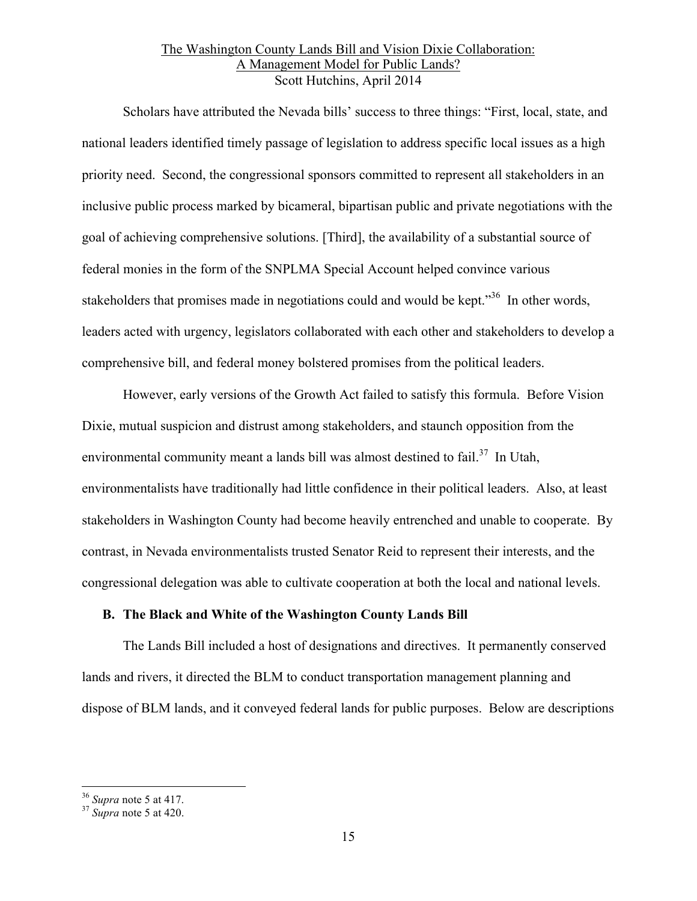Scholars have attributed the Nevada bills' success to three things: "First, local, state, and national leaders identified timely passage of legislation to address specific local issues as a high priority need. Second, the congressional sponsors committed to represent all stakeholders in an inclusive public process marked by bicameral, bipartisan public and private negotiations with the goal of achieving comprehensive solutions. [Third], the availability of a substantial source of federal monies in the form of the SNPLMA Special Account helped convince various stakeholders that promises made in negotiations could and would be kept."[36] In other words, leaders acted with urgency, legislators collaborated with each other and stakeholders to develop a comprehensive bill, and federal money bolstered promises from the political leaders.

However, early versions of the Growth Act failed to satisfy this formula. Before Vision Dixie, mutual suspicion and distrust among stakeholders, and staunch opposition from the environmental community meant a lands bill was almost destined to fail.[37] In Utah, environmentalists have traditionally had little confidence in their political leaders. Also, at least stakeholders in Washington County had become heavily entrenched and unable to cooperate. By contrast, in Nevada environmentalists trusted Senator Reid to represent their interests, and the congressional delegation was able to cultivate cooperation at both the local and national levels.

### B. The Black and White of the Washington County Lands Bill

The Lands Bill included a host of designations and directives. It permanently conserved lands and rivers, it directed the BLM to conduct transportation management planning and dispose of BLM lands, and it conveyed federal lands for public purposes. Below are descriptions

---

[36] *Supra* note 5 at 417.

[37] *Supra* note 5 at 420.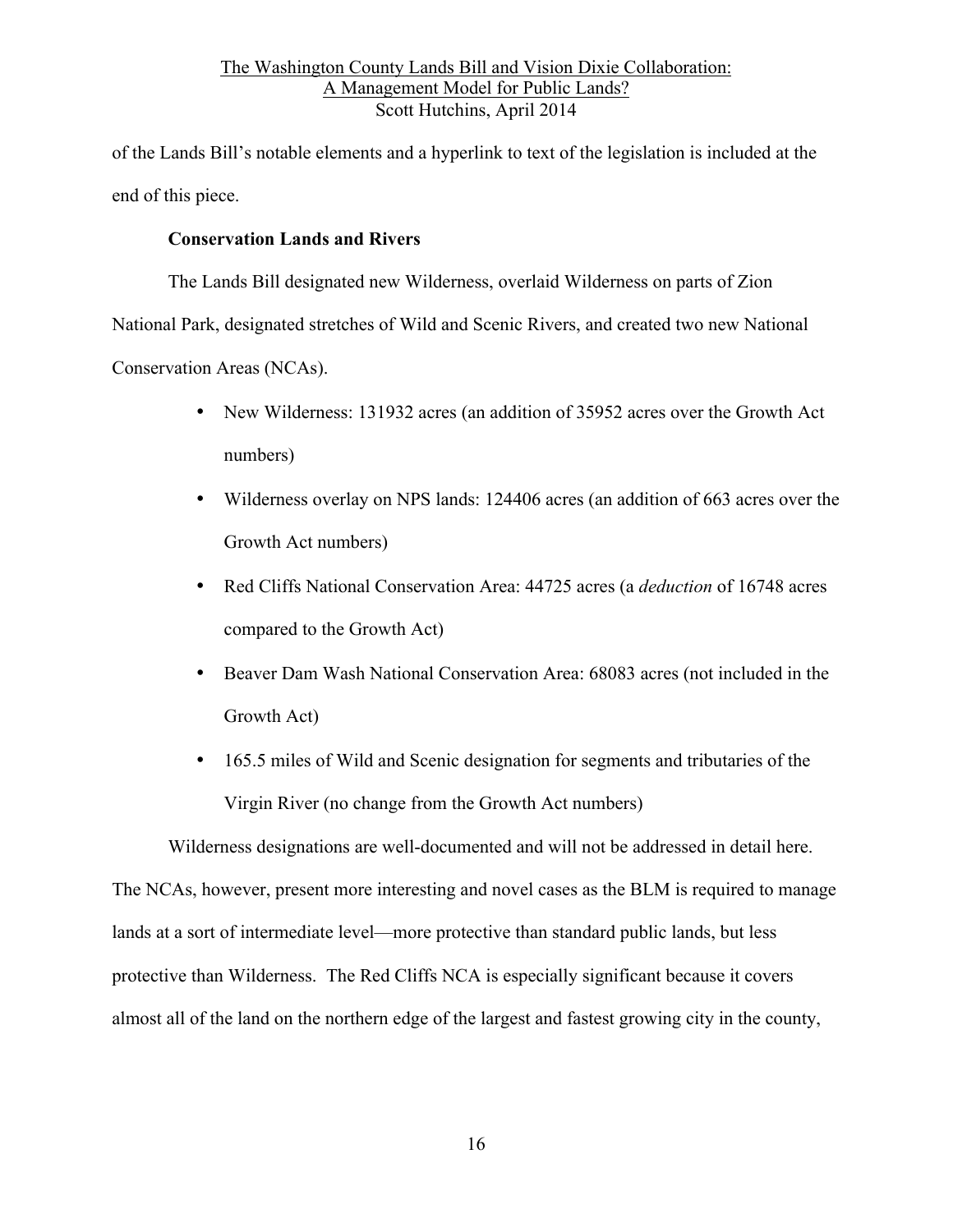of the Lands Bill's notable elements and a hyperlink to text of the legislation is included at the end of this piece.

**Conservation Lands and Rivers**

The Lands Bill designated new Wilderness, overlaid Wilderness on parts of Zion National Park, designated stretches of Wild and Scenic Rivers, and created two new National Conservation Areas (NCAs).

- New Wilderness: 131932 acres (an addition of 35952 acres over the Growth Act numbers)
- Wilderness overlay on NPS lands: 124406 acres (an addition of 663 acres over the Growth Act numbers)
- Red Cliffs National Conservation Area: 44725 acres (a *deduction* of 16748 acres compared to the Growth Act)
- Beaver Dam Wash National Conservation Area: 68083 acres (not included in the Growth Act)
- 165.5 miles of Wild and Scenic designation for segments and tributaries of the Virgin River (no change from the Growth Act numbers)

Wilderness designations are well-documented and will not be addressed in detail here. The NCAs, however, present more interesting and novel cases as the BLM is required to manage lands at a sort of intermediate level—more protective than standard public lands, but less protective than Wilderness. The Red Cliffs NCA is especially significant because it covers almost all of the land on the northern edge of the largest and fastest growing city in the county,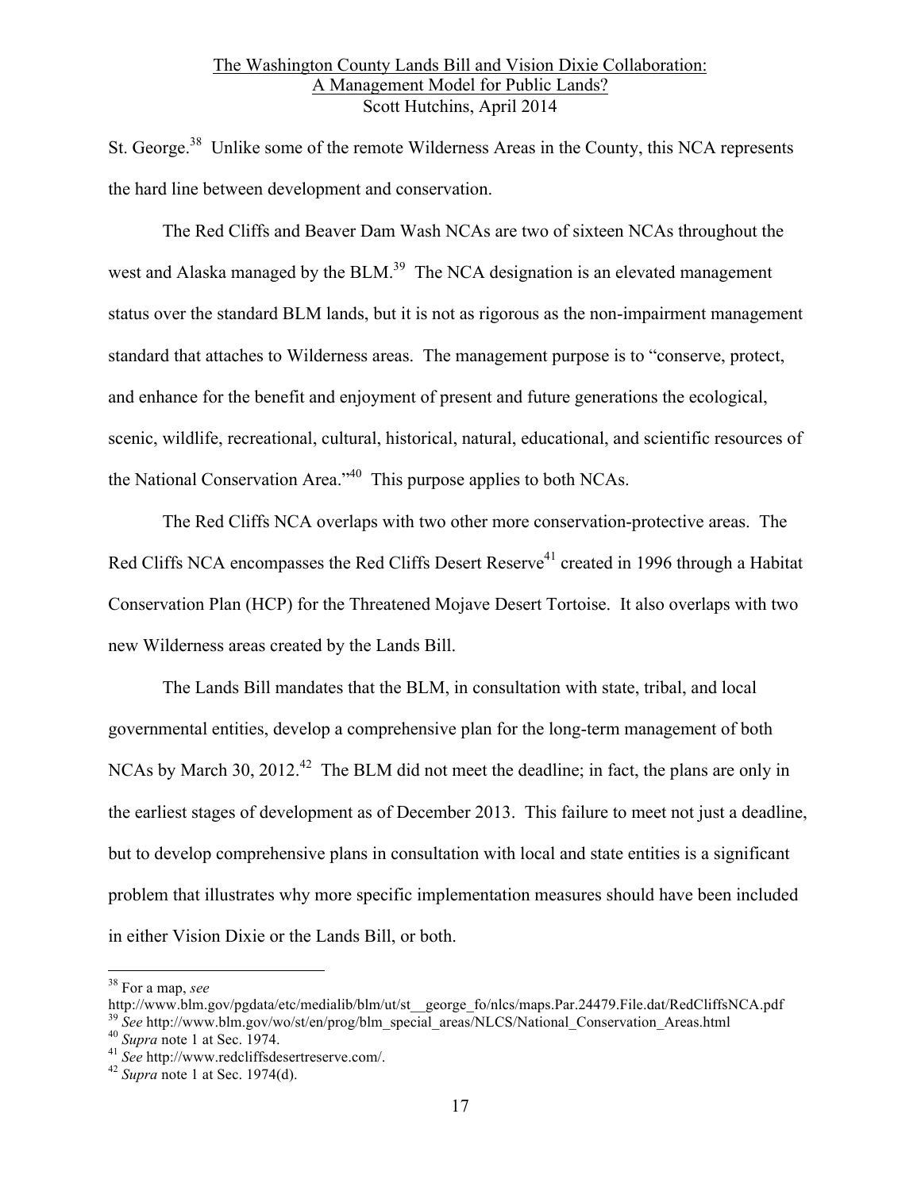St. George.[38] Unlike some of the remote Wilderness Areas in the County, this NCA represents the hard line between development and conservation.

The Red Cliffs and Beaver Dam Wash NCAs are two of sixteen NCAs throughout the west and Alaska managed by the BLM.[39] The NCA designation is an elevated management status over the standard BLM lands, but it is not as rigorous as the non-impairment management standard that attaches to Wilderness areas. The management purpose is to "conserve, protect, and enhance for the benefit and enjoyment of present and future generations the ecological, scenic, wildlife, recreational, cultural, historical, natural, educational, and scientific resources of the National Conservation Area."[40] This purpose applies to both NCAs.

The Red Cliffs NCA overlaps with two other more conservation-protective areas. The Red Cliffs NCA encompasses the Red Cliffs Desert Reserve[41] created in 1996 through a Habitat Conservation Plan (HCP) for the Threatened Mojave Desert Tortoise. It also overlaps with two new Wilderness areas created by the Lands Bill.

The Lands Bill mandates that the BLM, in consultation with state, tribal, and local governmental entities, develop a comprehensive plan for the long-term management of both NCAs by March 30, 2012.[42] The BLM did not meet the deadline; in fact, the plans are only in the earliest stages of development as of December 2013. This failure to meet not just a deadline, but to develop comprehensive plans in consultation with local and state entities is a significant problem that illustrates why more specific implementation measures should have been included in either Vision Dixie or the Lands Bill, or both.

---

[38] For a map, *see* http://www.blm.gov/pgdata/etc/medialib/blm/ut/st__george_fo/nlcs/maps.Par.24479.File.dat/RedCliffsNCA.pdf

[39] *See* http://www.blm.gov/wo/st/en/prog/blm_special_areas/NLCS/National_Conservation_Areas.html

[40] *Supra* note 1 at Sec. 1974.

[41] *See* http://www.redcliffsdesertreserve.com/.

[42] *Supra* note 1 at Sec. 1974(d).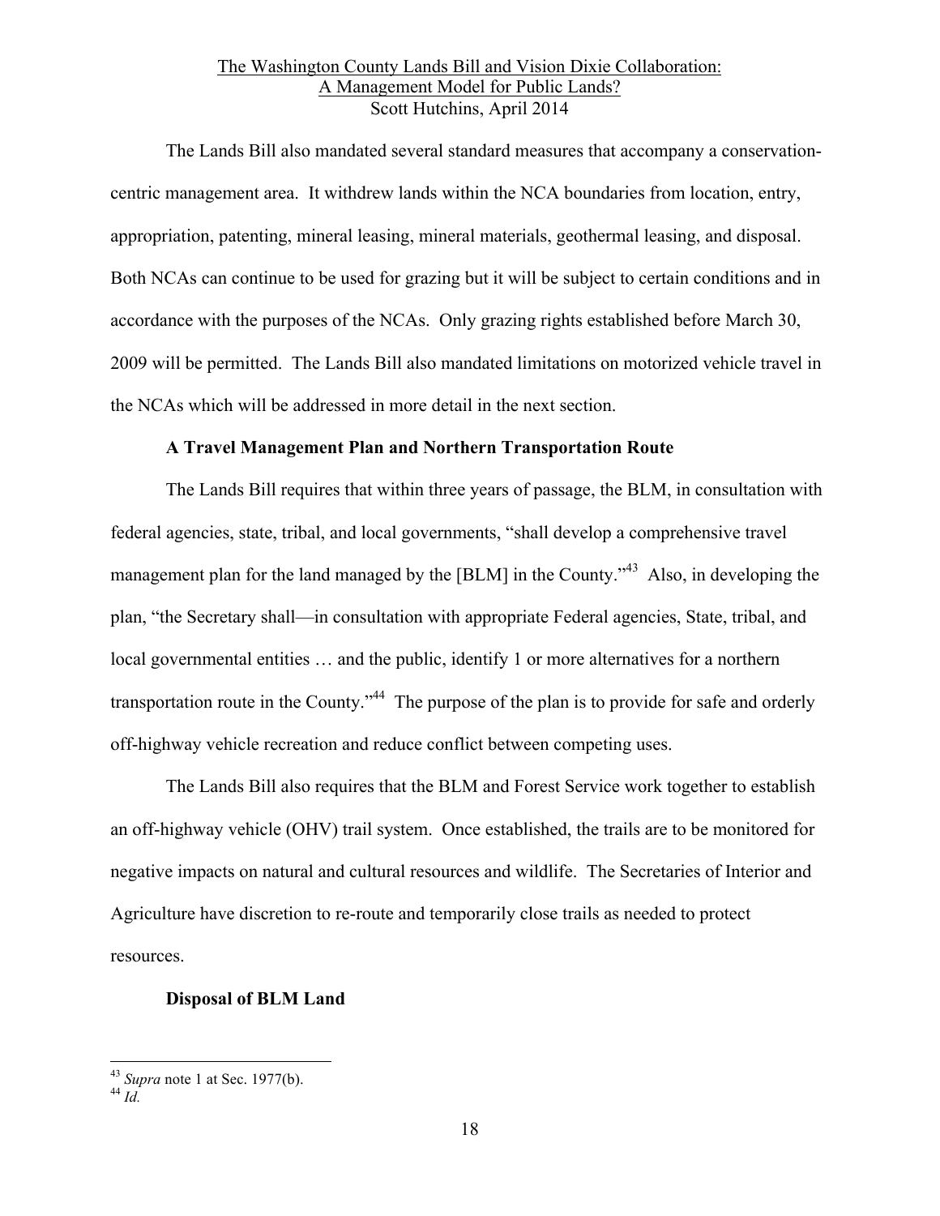The Lands Bill also mandated several standard measures that accompany a conservation-centric management area. It withdrew lands within the NCA boundaries from location, entry, appropriation, patenting, mineral leasing, mineral materials, geothermal leasing, and disposal. Both NCAs can continue to be used for grazing but it will be subject to certain conditions and in accordance with the purposes of the NCAs. Only grazing rights established before March 30, 2009 will be permitted. The Lands Bill also mandated limitations on motorized vehicle travel in the NCAs which will be addressed in more detail in the next section.

**A Travel Management Plan and Northern Transportation Route**

The Lands Bill requires that within three years of passage, the BLM, in consultation with federal agencies, state, tribal, and local governments, "shall develop a comprehensive travel management plan for the land managed by the [BLM] in the County."[43] Also, in developing the plan, "the Secretary shall—in consultation with appropriate Federal agencies, State, tribal, and local governmental entities … and the public, identify 1 or more alternatives for a northern transportation route in the County."[44] The purpose of the plan is to provide for safe and orderly off-highway vehicle recreation and reduce conflict between competing uses.

The Lands Bill also requires that the BLM and Forest Service work together to establish an off-highway vehicle (OHV) trail system. Once established, the trails are to be monitored for negative impacts on natural and cultural resources and wildlife. The Secretaries of Interior and Agriculture have discretion to re-route and temporarily close trails as needed to protect resources.

**Disposal of BLM Land**

---

[43] *Supra* note 1 at Sec. 1977(b).

[44] *Id.*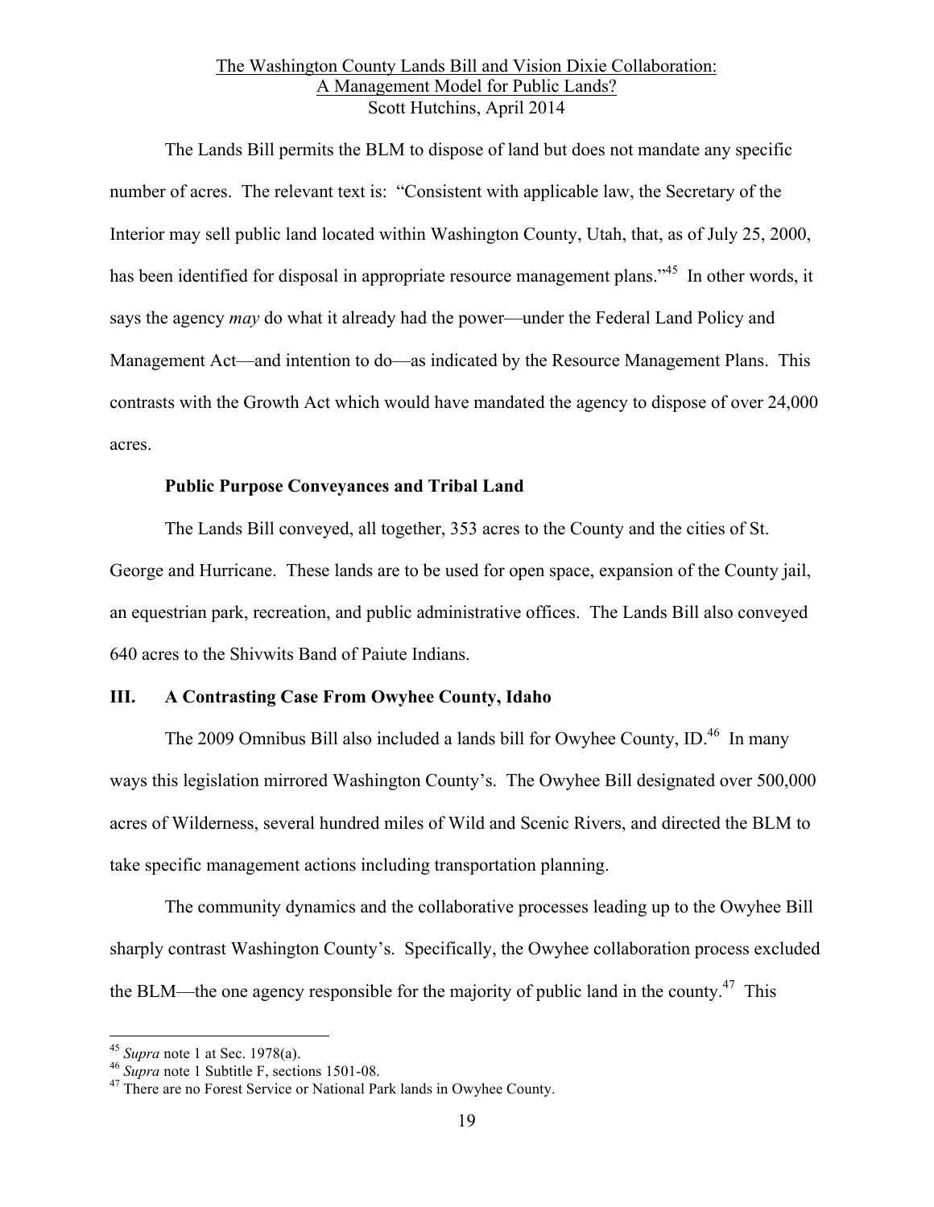The Lands Bill permits the BLM to dispose of land but does not mandate any specific number of acres. The relevant text is: "Consistent with applicable law, the Secretary of the Interior may sell public land located within Washington County, Utah, that, as of July 25, 2000, has been identified for disposal in appropriate resource management plans."[45] In other words, it says the agency *may* do what it already had the power—under the Federal Land Policy and Management Act—and intention to do—as indicated by the Resource Management Plans. This contrasts with the Growth Act which would have mandated the agency to dispose of over 24,000 acres.

**Public Purpose Conveyances and Tribal Land**

The Lands Bill conveyed, all together, 353 acres to the County and the cities of St. George and Hurricane. These lands are to be used for open space, expansion of the County jail, an equestrian park, recreation, and public administrative offices. The Lands Bill also conveyed 640 acres to the Shivwits Band of Paiute Indians.

## III. A Contrasting Case From Owyhee County, Idaho

The 2009 Omnibus Bill also included a lands bill for Owyhee County, ID.[46] In many ways this legislation mirrored Washington County's. The Owyhee Bill designated over 500,000 acres of Wilderness, several hundred miles of Wild and Scenic Rivers, and directed the BLM to take specific management actions including transportation planning.

The community dynamics and the collaborative processes leading up to the Owyhee Bill sharply contrast Washington County's. Specifically, the Owyhee collaboration process excluded the BLM—the one agency responsible for the majority of public land in the county.[47] This

---

[45] *Supra* note 1 at Sec. 1978(a).

[46] *Supra* note 1 Subtitle F, sections 1501-08.

[47] There are no Forest Service or National Park lands in Owyhee County.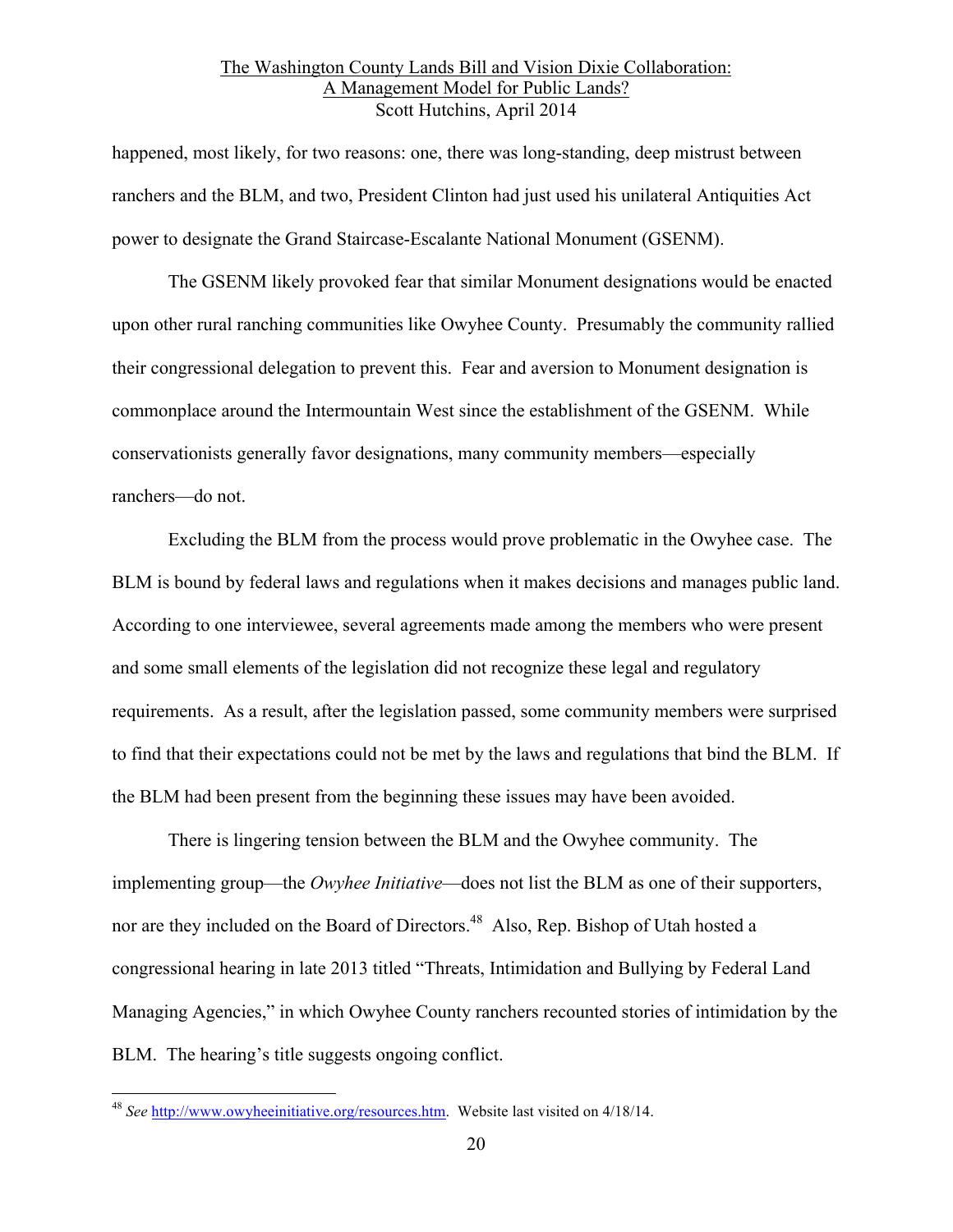happened, most likely, for two reasons: one, there was long-standing, deep mistrust between ranchers and the BLM, and two, President Clinton had just used his unilateral Antiquities Act power to designate the Grand Staircase-Escalante National Monument (GSENM).

The GSENM likely provoked fear that similar Monument designations would be enacted upon other rural ranching communities like Owyhee County. Presumably the community rallied their congressional delegation to prevent this. Fear and aversion to Monument designation is commonplace around the Intermountain West since the establishment of the GSENM. While conservationists generally favor designations, many community members—especially ranchers—do not.

Excluding the BLM from the process would prove problematic in the Owyhee case. The BLM is bound by federal laws and regulations when it makes decisions and manages public land. According to one interviewee, several agreements made among the members who were present and some small elements of the legislation did not recognize these legal and regulatory requirements. As a result, after the legislation passed, some community members were surprised to find that their expectations could not be met by the laws and regulations that bind the BLM. If the BLM had been present from the beginning these issues may have been avoided.

There is lingering tension between the BLM and the Owyhee community. The implementing group—the *Owyhee Initiative*—does not list the BLM as one of their supporters, nor are they included on the Board of Directors.[48] Also, Rep. Bishop of Utah hosted a congressional hearing in late 2013 titled "Threats, Intimidation and Bullying by Federal Land Managing Agencies," in which Owyhee County ranchers recounted stories of intimidation by the BLM. The hearing's title suggests ongoing conflict.

---

[48] *See* http://www.owyheeinitiative.org/resources.htm. Website last visited on 4/18/14.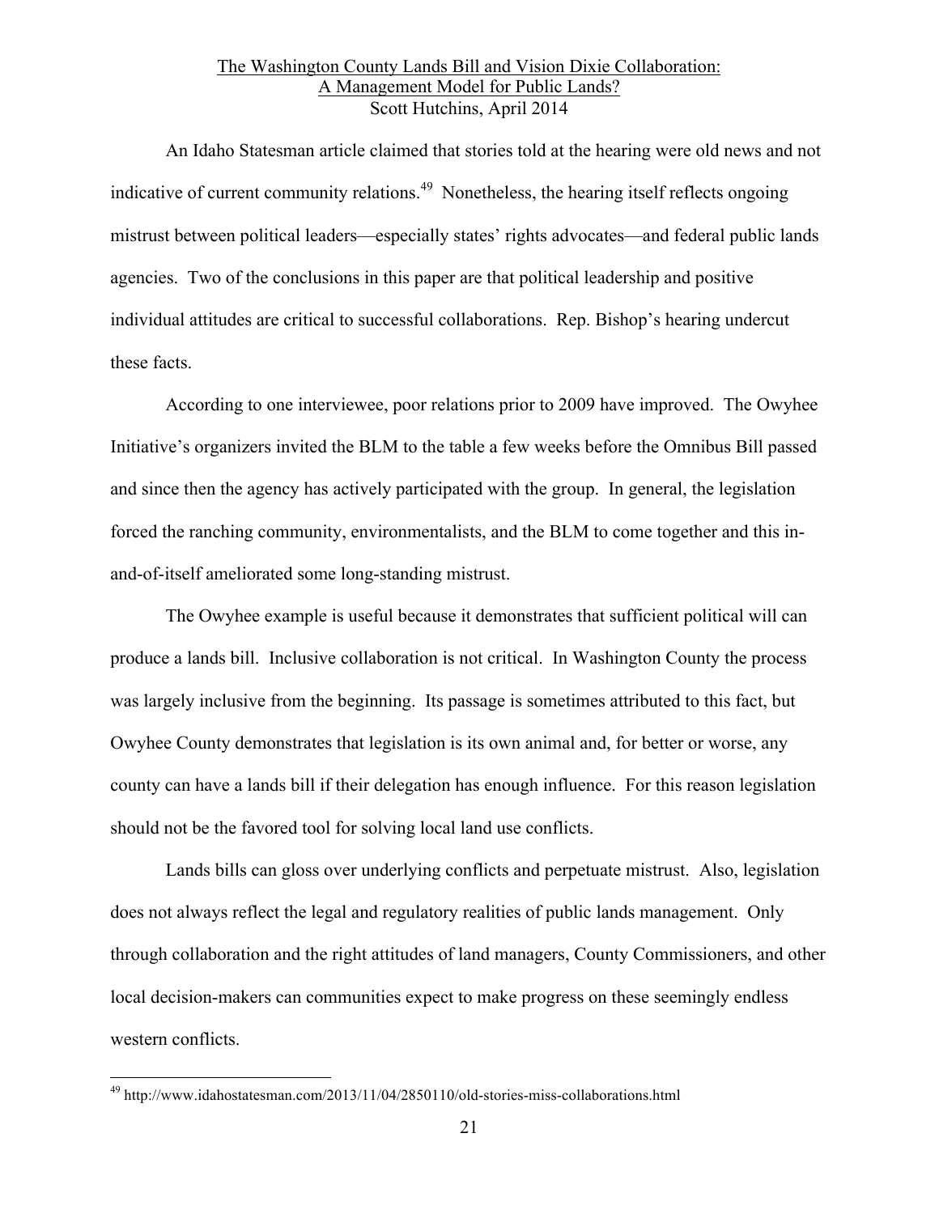An Idaho Statesman article claimed that stories told at the hearing were old news and not indicative of current community relations.[49] Nonetheless, the hearing itself reflects ongoing mistrust between political leaders—especially states' rights advocates—and federal public lands agencies. Two of the conclusions in this paper are that political leadership and positive individual attitudes are critical to successful collaborations. Rep. Bishop's hearing undercut these facts.

According to one interviewee, poor relations prior to 2009 have improved. The Owyhee Initiative's organizers invited the BLM to the table a few weeks before the Omnibus Bill passed and since then the agency has actively participated with the group. In general, the legislation forced the ranching community, environmentalists, and the BLM to come together and this in-and-of-itself ameliorated some long-standing mistrust.

The Owyhee example is useful because it demonstrates that sufficient political will can produce a lands bill. Inclusive collaboration is not critical. In Washington County the process was largely inclusive from the beginning. Its passage is sometimes attributed to this fact, but Owyhee County demonstrates that legislation is its own animal and, for better or worse, any county can have a lands bill if their delegation has enough influence. For this reason legislation should not be the favored tool for solving local land use conflicts.

Lands bills can gloss over underlying conflicts and perpetuate mistrust. Also, legislation does not always reflect the legal and regulatory realities of public lands management. Only through collaboration and the right attitudes of land managers, County Commissioners, and other local decision-makers can communities expect to make progress on these seemingly endless western conflicts.

---

[49] http://www.idahostatesman.com/2013/11/04/2850110/old-stories-miss-collaborations.html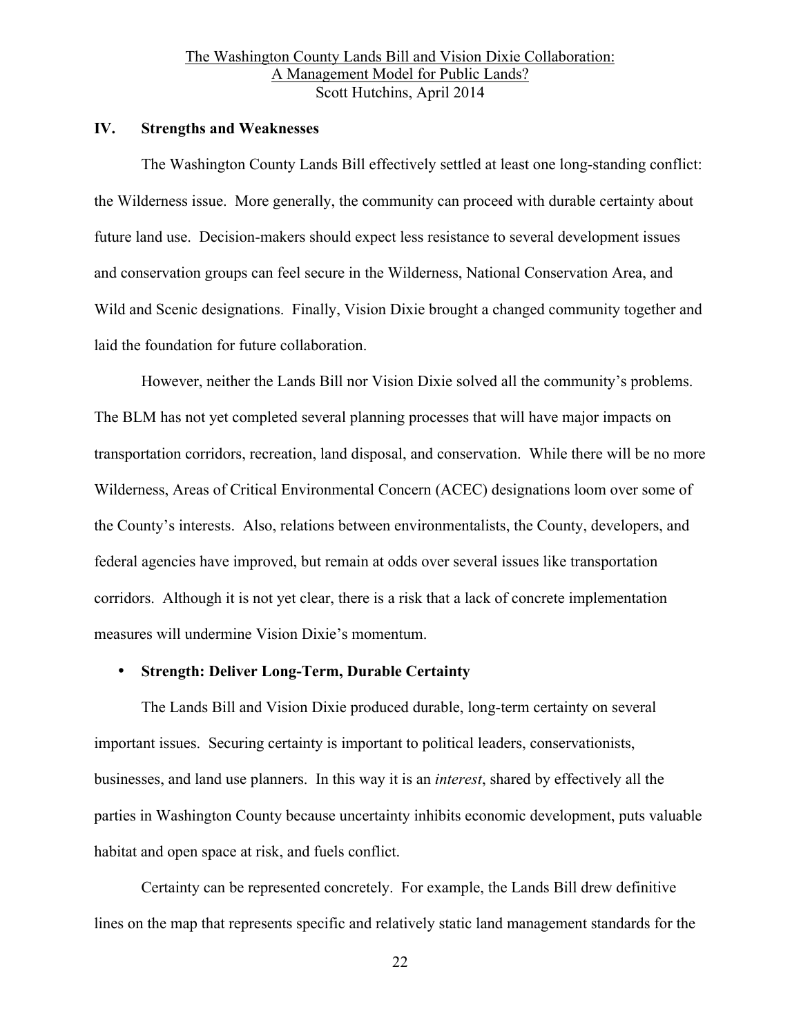## IV. Strengths and Weaknesses

The Washington County Lands Bill effectively settled at least one long-standing conflict: the Wilderness issue. More generally, the community can proceed with durable certainty about future land use. Decision-makers should expect less resistance to several development issues and conservation groups can feel secure in the Wilderness, National Conservation Area, and Wild and Scenic designations. Finally, Vision Dixie brought a changed community together and laid the foundation for future collaboration.

However, neither the Lands Bill nor Vision Dixie solved all the community's problems. The BLM has not yet completed several planning processes that will have major impacts on transportation corridors, recreation, land disposal, and conservation. While there will be no more Wilderness, Areas of Critical Environmental Concern (ACEC) designations loom over some of the County's interests. Also, relations between environmentalists, the County, developers, and federal agencies have improved, but remain at odds over several issues like transportation corridors. Although it is not yet clear, there is a risk that a lack of concrete implementation measures will undermine Vision Dixie's momentum.

- **Strength: Deliver Long-Term, Durable Certainty**

The Lands Bill and Vision Dixie produced durable, long-term certainty on several important issues. Securing certainty is important to political leaders, conservationists, businesses, and land use planners. In this way it is an *interest*, shared by effectively all the parties in Washington County because uncertainty inhibits economic development, puts valuable habitat and open space at risk, and fuels conflict.

Certainty can be represented concretely. For example, the Lands Bill drew definitive lines on the map that represents specific and relatively static land management standards for the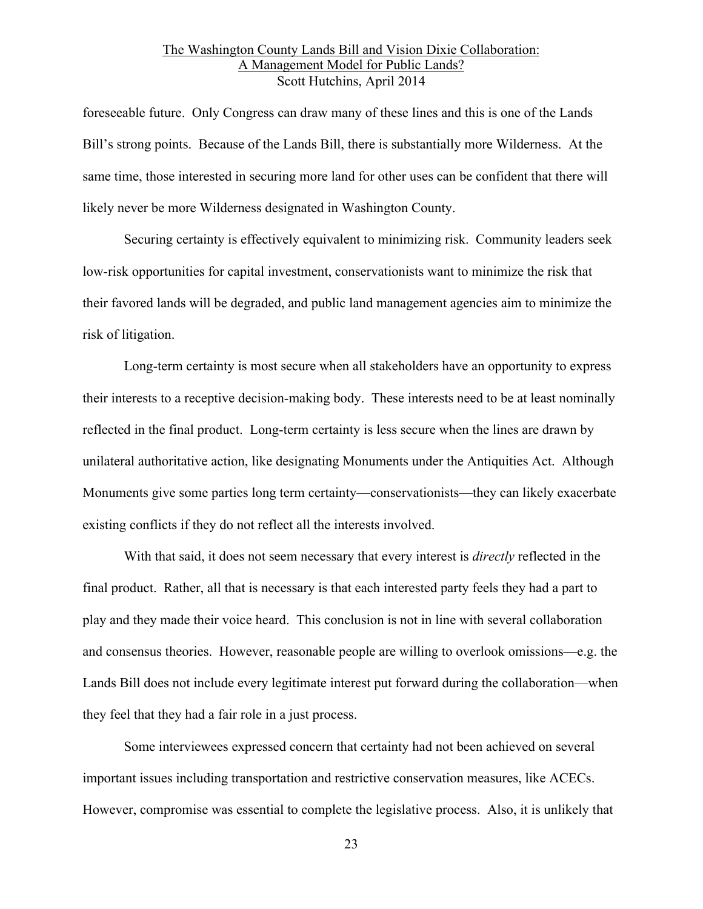foreseeable future. Only Congress can draw many of these lines and this is one of the Lands Bill's strong points. Because of the Lands Bill, there is substantially more Wilderness. At the same time, those interested in securing more land for other uses can be confident that there will likely never be more Wilderness designated in Washington County.

Securing certainty is effectively equivalent to minimizing risk. Community leaders seek low-risk opportunities for capital investment, conservationists want to minimize the risk that their favored lands will be degraded, and public land management agencies aim to minimize the risk of litigation.

Long-term certainty is most secure when all stakeholders have an opportunity to express their interests to a receptive decision-making body. These interests need to be at least nominally reflected in the final product. Long-term certainty is less secure when the lines are drawn by unilateral authoritative action, like designating Monuments under the Antiquities Act. Although Monuments give some parties long term certainty—conservationists—they can likely exacerbate existing conflicts if they do not reflect all the interests involved.

With that said, it does not seem necessary that every interest is *directly* reflected in the final product. Rather, all that is necessary is that each interested party feels they had a part to play and they made their voice heard. This conclusion is not in line with several collaboration and consensus theories. However, reasonable people are willing to overlook omissions—e.g. the Lands Bill does not include every legitimate interest put forward during the collaboration—when they feel that they had a fair role in a just process.

Some interviewees expressed concern that certainty had not been achieved on several important issues including transportation and restrictive conservation measures, like ACECs. However, compromise was essential to complete the legislative process. Also, it is unlikely that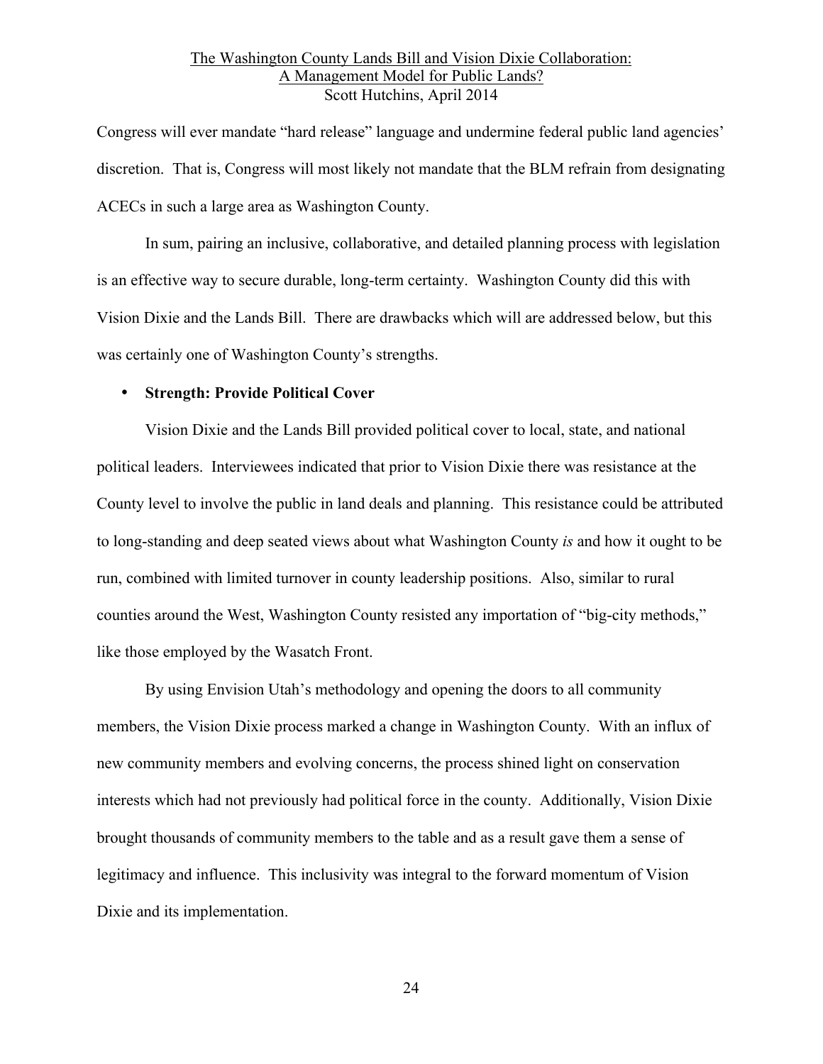Congress will ever mandate "hard release" language and undermine federal public land agencies' discretion. That is, Congress will most likely not mandate that the BLM refrain from designating ACECs in such a large area as Washington County.

In sum, pairing an inclusive, collaborative, and detailed planning process with legislation is an effective way to secure durable, long-term certainty. Washington County did this with Vision Dixie and the Lands Bill. There are drawbacks which will are addressed below, but this was certainly one of Washington County's strengths.

- **Strength: Provide Political Cover**

Vision Dixie and the Lands Bill provided political cover to local, state, and national political leaders. Interviewees indicated that prior to Vision Dixie there was resistance at the County level to involve the public in land deals and planning. This resistance could be attributed to long-standing and deep seated views about what Washington County *is* and how it ought to be run, combined with limited turnover in county leadership positions. Also, similar to rural counties around the West, Washington County resisted any importation of "big-city methods," like those employed by the Wasatch Front.

By using Envision Utah's methodology and opening the doors to all community members, the Vision Dixie process marked a change in Washington County. With an influx of new community members and evolving concerns, the process shined light on conservation interests which had not previously had political force in the county. Additionally, Vision Dixie brought thousands of community members to the table and as a result gave them a sense of legitimacy and influence. This inclusivity was integral to the forward momentum of Vision Dixie and its implementation.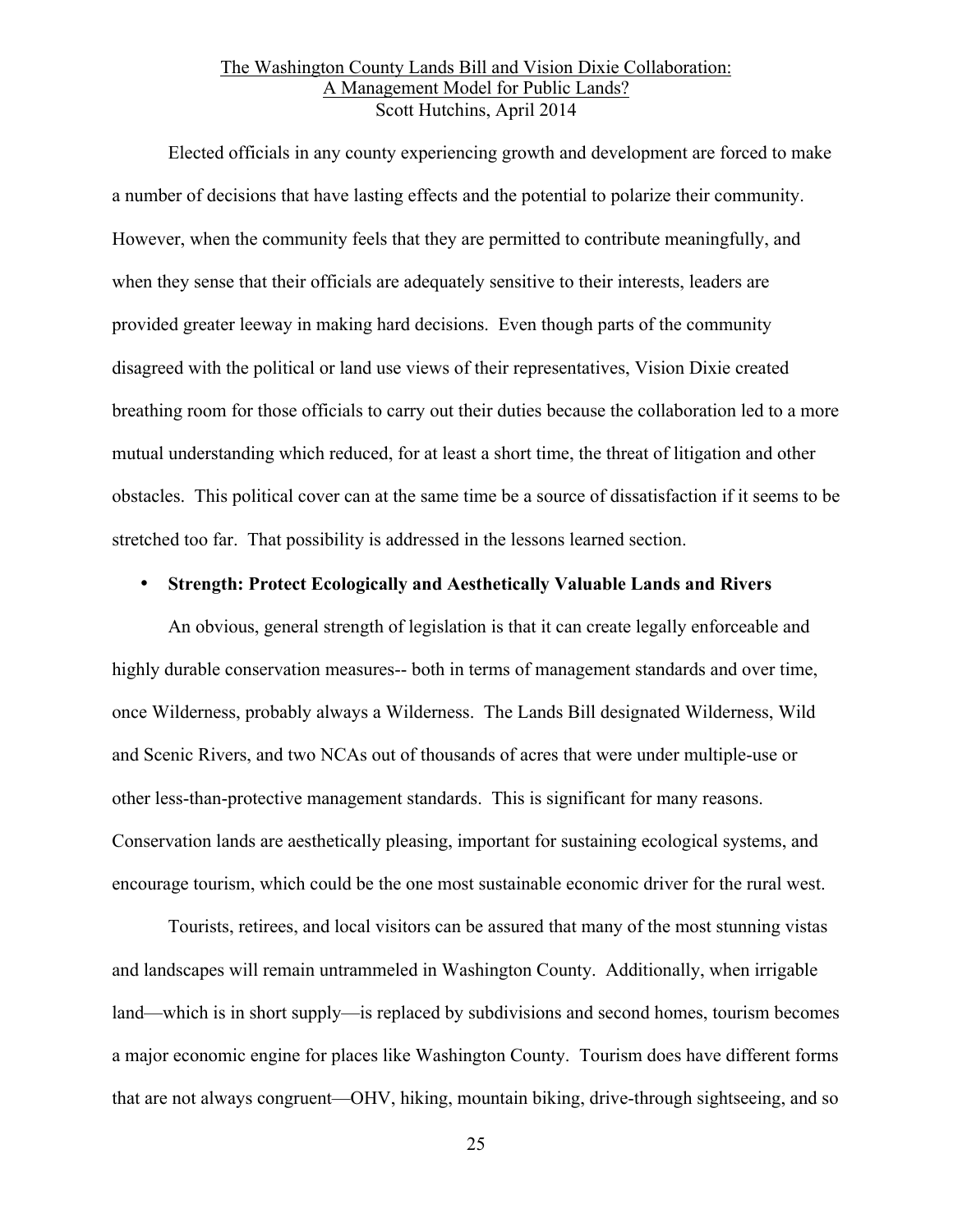Elected officials in any county experiencing growth and development are forced to make a number of decisions that have lasting effects and the potential to polarize their community. However, when the community feels that they are permitted to contribute meaningfully, and when they sense that their officials are adequately sensitive to their interests, leaders are provided greater leeway in making hard decisions. Even though parts of the community disagreed with the political or land use views of their representatives, Vision Dixie created breathing room for those officials to carry out their duties because the collaboration led to a more mutual understanding which reduced, for at least a short time, the threat of litigation and other obstacles. This political cover can at the same time be a source of dissatisfaction if it seems to be stretched too far. That possibility is addressed in the lessons learned section.

- **Strength: Protect Ecologically and Aesthetically Valuable Lands and Rivers**

An obvious, general strength of legislation is that it can create legally enforceable and highly durable conservation measures-- both in terms of management standards and over time, once Wilderness, probably always a Wilderness. The Lands Bill designated Wilderness, Wild and Scenic Rivers, and two NCAs out of thousands of acres that were under multiple-use or other less-than-protective management standards. This is significant for many reasons. Conservation lands are aesthetically pleasing, important for sustaining ecological systems, and encourage tourism, which could be the one most sustainable economic driver for the rural west.

Tourists, retirees, and local visitors can be assured that many of the most stunning vistas and landscapes will remain untrammeled in Washington County. Additionally, when irrigable land—which is in short supply—is replaced by subdivisions and second homes, tourism becomes a major economic engine for places like Washington County. Tourism does have different forms that are not always congruent—OHV, hiking, mountain biking, drive-through sightseeing, and so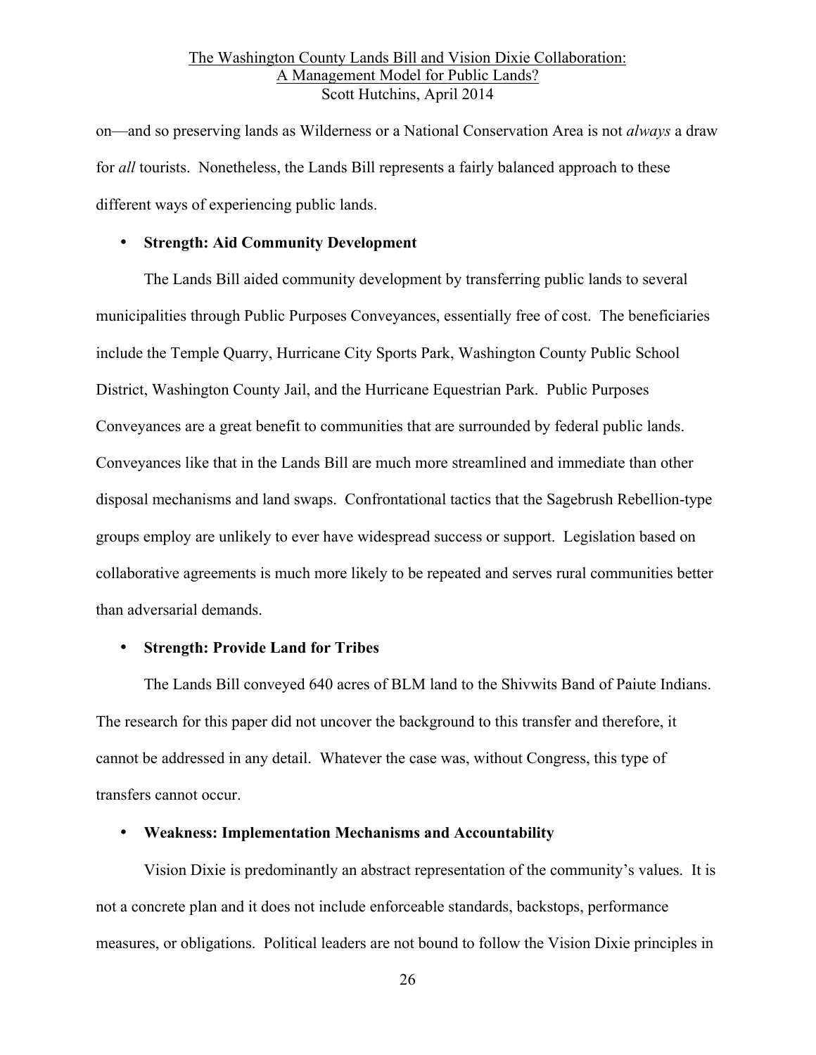on—and so preserving lands as Wilderness or a National Conservation Area is not *always* a draw for *all* tourists. Nonetheless, the Lands Bill represents a fairly balanced approach to these different ways of experiencing public lands.

- **Strength: Aid Community Development**

The Lands Bill aided community development by transferring public lands to several municipalities through Public Purposes Conveyances, essentially free of cost. The beneficiaries include the Temple Quarry, Hurricane City Sports Park, Washington County Public School District, Washington County Jail, and the Hurricane Equestrian Park. Public Purposes Conveyances are a great benefit to communities that are surrounded by federal public lands. Conveyances like that in the Lands Bill are much more streamlined and immediate than other disposal mechanisms and land swaps. Confrontational tactics that the Sagebrush Rebellion-type groups employ are unlikely to ever have widespread success or support. Legislation based on collaborative agreements is much more likely to be repeated and serves rural communities better than adversarial demands.

- **Strength: Provide Land for Tribes**

The Lands Bill conveyed 640 acres of BLM land to the Shivwits Band of Paiute Indians. The research for this paper did not uncover the background to this transfer and therefore, it cannot be addressed in any detail. Whatever the case was, without Congress, this type of transfers cannot occur.

- **Weakness: Implementation Mechanisms and Accountability**

Vision Dixie is predominantly an abstract representation of the community's values. It is not a concrete plan and it does not include enforceable standards, backstops, performance measures, or obligations. Political leaders are not bound to follow the Vision Dixie principles in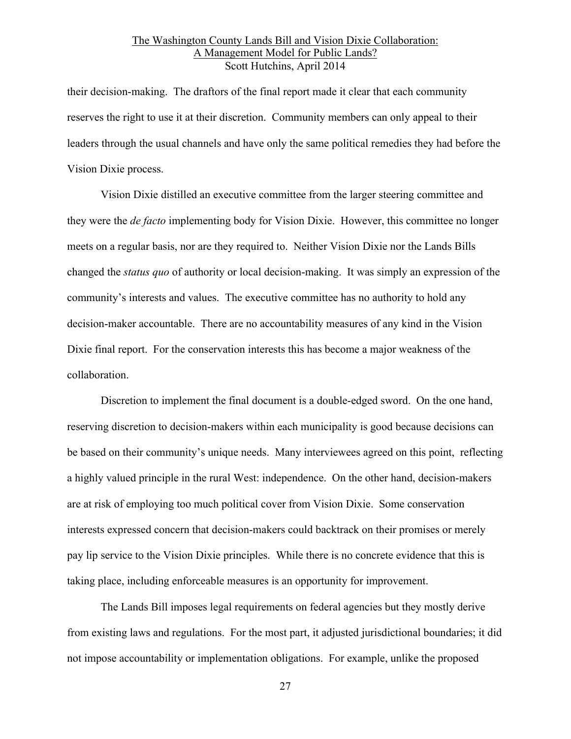their decision-making. The draftors of the final report made it clear that each community reserves the right to use it at their discretion. Community members can only appeal to their leaders through the usual channels and have only the same political remedies they had before the Vision Dixie process.

Vision Dixie distilled an executive committee from the larger steering committee and they were the *de facto* implementing body for Vision Dixie. However, this committee no longer meets on a regular basis, nor are they required to. Neither Vision Dixie nor the Lands Bills changed the *status quo* of authority or local decision-making. It was simply an expression of the community's interests and values. The executive committee has no authority to hold any decision-maker accountable. There are no accountability measures of any kind in the Vision Dixie final report. For the conservation interests this has become a major weakness of the collaboration.

Discretion to implement the final document is a double-edged sword. On the one hand, reserving discretion to decision-makers within each municipality is good because decisions can be based on their community's unique needs. Many interviewees agreed on this point, reflecting a highly valued principle in the rural West: independence. On the other hand, decision-makers are at risk of employing too much political cover from Vision Dixie. Some conservation interests expressed concern that decision-makers could backtrack on their promises or merely pay lip service to the Vision Dixie principles. While there is no concrete evidence that this is taking place, including enforceable measures is an opportunity for improvement.

The Lands Bill imposes legal requirements on federal agencies but they mostly derive from existing laws and regulations. For the most part, it adjusted jurisdictional boundaries; it did not impose accountability or implementation obligations. For example, unlike the proposed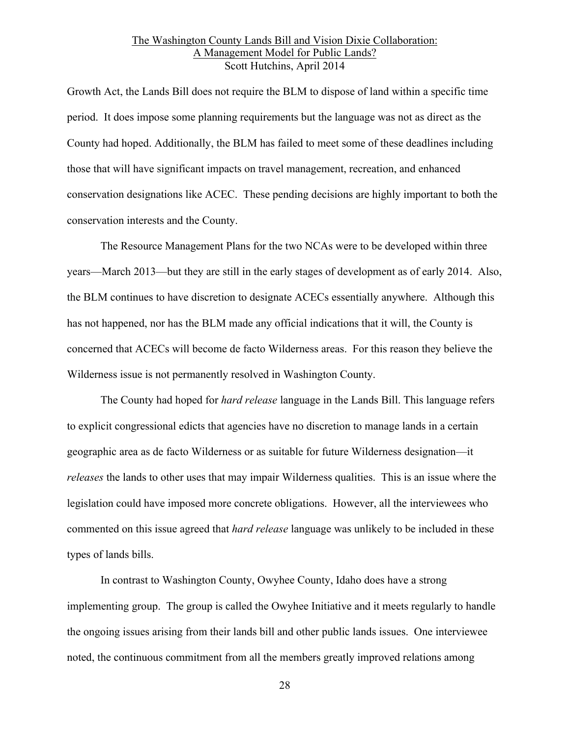Growth Act, the Lands Bill does not require the BLM to dispose of land within a specific time period. It does impose some planning requirements but the language was not as direct as the County had hoped. Additionally, the BLM has failed to meet some of these deadlines including those that will have significant impacts on travel management, recreation, and enhanced conservation designations like ACEC. These pending decisions are highly important to both the conservation interests and the County.

The Resource Management Plans for the two NCAs were to be developed within three years—March 2013—but they are still in the early stages of development as of early 2014. Also, the BLM continues to have discretion to designate ACECs essentially anywhere. Although this has not happened, nor has the BLM made any official indications that it will, the County is concerned that ACECs will become de facto Wilderness areas. For this reason they believe the Wilderness issue is not permanently resolved in Washington County.

The County had hoped for *hard release* language in the Lands Bill. This language refers to explicit congressional edicts that agencies have no discretion to manage lands in a certain geographic area as de facto Wilderness or as suitable for future Wilderness designation—it *releases* the lands to other uses that may impair Wilderness qualities. This is an issue where the legislation could have imposed more concrete obligations. However, all the interviewees who commented on this issue agreed that *hard release* language was unlikely to be included in these types of lands bills.

In contrast to Washington County, Owyhee County, Idaho does have a strong implementing group. The group is called the Owyhee Initiative and it meets regularly to handle the ongoing issues arising from their lands bill and other public lands issues. One interviewee noted, the continuous commitment from all the members greatly improved relations among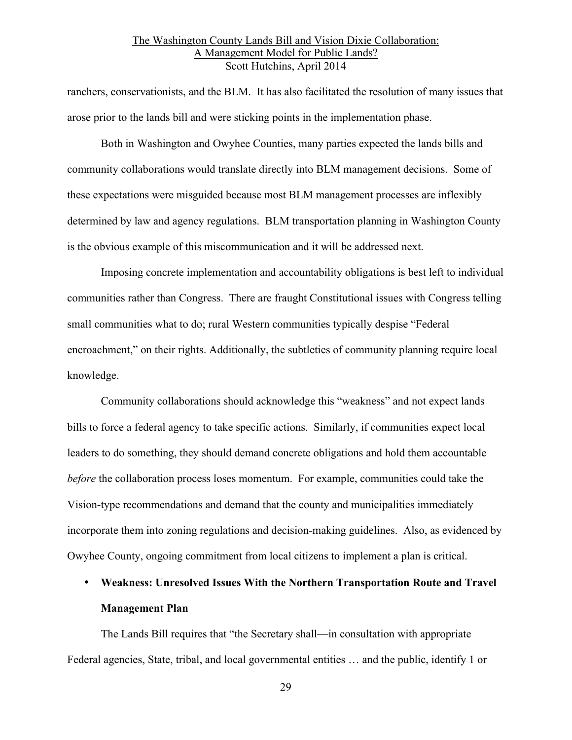ranchers, conservationists, and the BLM. It has also facilitated the resolution of many issues that arose prior to the lands bill and were sticking points in the implementation phase.

Both in Washington and Owyhee Counties, many parties expected the lands bills and community collaborations would translate directly into BLM management decisions. Some of these expectations were misguided because most BLM management processes are inflexibly determined by law and agency regulations. BLM transportation planning in Washington County is the obvious example of this miscommunication and it will be addressed next.

Imposing concrete implementation and accountability obligations is best left to individual communities rather than Congress. There are fraught Constitutional issues with Congress telling small communities what to do; rural Western communities typically despise "Federal encroachment," on their rights. Additionally, the subtleties of community planning require local knowledge.

Community collaborations should acknowledge this "weakness" and not expect lands bills to force a federal agency to take specific actions. Similarly, if communities expect local leaders to do something, they should demand concrete obligations and hold them accountable *before* the collaboration process loses momentum. For example, communities could take the Vision-type recommendations and demand that the county and municipalities immediately incorporate them into zoning regulations and decision-making guidelines. Also, as evidenced by Owyhee County, ongoing commitment from local citizens to implement a plan is critical.

- **Weakness: Unresolved Issues With the Northern Transportation Route and Travel Management Plan**

The Lands Bill requires that "the Secretary shall—in consultation with appropriate Federal agencies, State, tribal, and local governmental entities … and the public, identify 1 or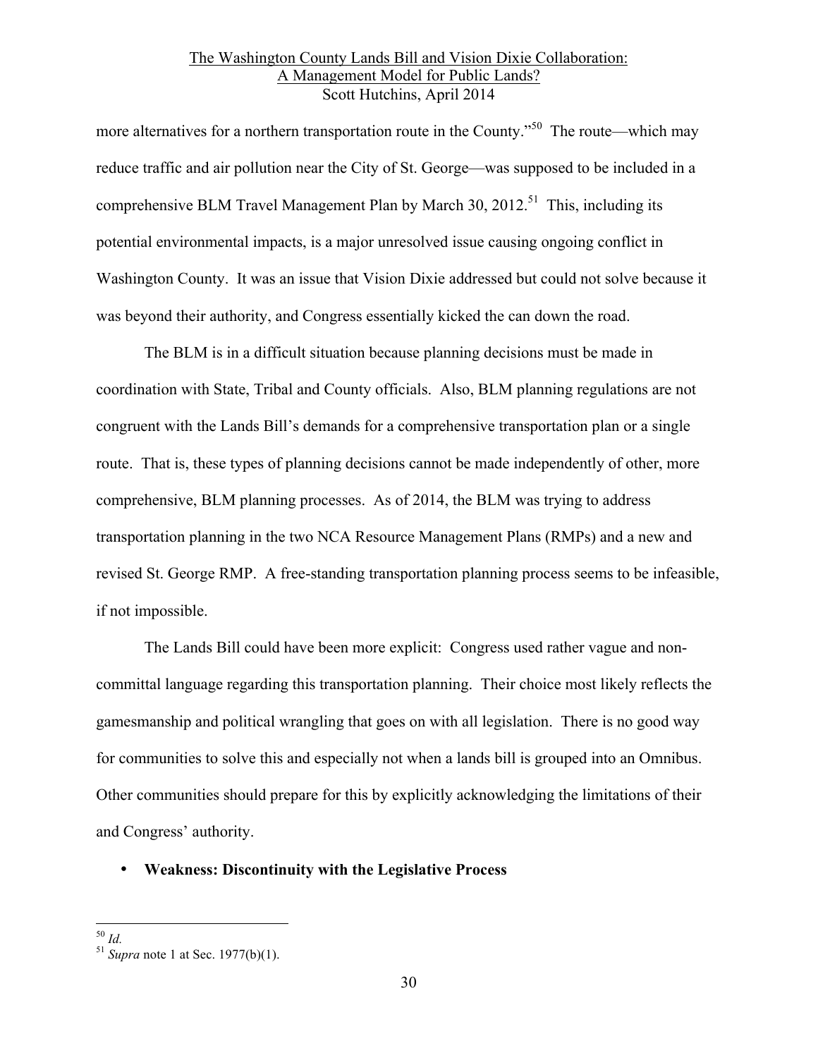more alternatives for a northern transportation route in the County."[50] The route—which may reduce traffic and air pollution near the City of St. George—was supposed to be included in a comprehensive BLM Travel Management Plan by March 30, 2012.[51] This, including its potential environmental impacts, is a major unresolved issue causing ongoing conflict in Washington County. It was an issue that Vision Dixie addressed but could not solve because it was beyond their authority, and Congress essentially kicked the can down the road.

The BLM is in a difficult situation because planning decisions must be made in coordination with State, Tribal and County officials. Also, BLM planning regulations are not congruent with the Lands Bill's demands for a comprehensive transportation plan or a single route. That is, these types of planning decisions cannot be made independently of other, more comprehensive, BLM planning processes. As of 2014, the BLM was trying to address transportation planning in the two NCA Resource Management Plans (RMPs) and a new and revised St. George RMP. A free-standing transportation planning process seems to be infeasible, if not impossible.

The Lands Bill could have been more explicit: Congress used rather vague and non-committal language regarding this transportation planning. Their choice most likely reflects the gamesmanship and political wrangling that goes on with all legislation. There is no good way for communities to solve this and especially not when a lands bill is grouped into an Omnibus. Other communities should prepare for this by explicitly acknowledging the limitations of their and Congress' authority.

- **Weakness: Discontinuity with the Legislative Process**

---

[50] *Id.*

[51] *Supra* note 1 at Sec. 1977(b)(1).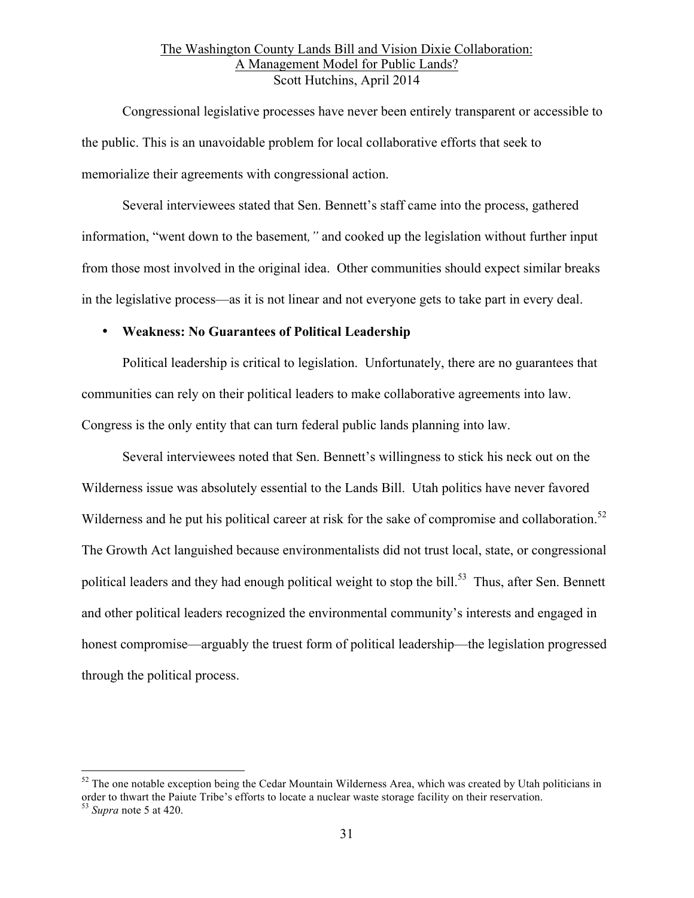Congressional legislative processes have never been entirely transparent or accessible to the public. This is an unavoidable problem for local collaborative efforts that seek to memorialize their agreements with congressional action.

Several interviewees stated that Sen. Bennett's staff came into the process, gathered information, "went down to the basement*,"* and cooked up the legislation without further input from those most involved in the original idea. Other communities should expect similar breaks in the legislative process—as it is not linear and not everyone gets to take part in every deal.

- **Weakness: No Guarantees of Political Leadership**

Political leadership is critical to legislation. Unfortunately, there are no guarantees that communities can rely on their political leaders to make collaborative agreements into law. Congress is the only entity that can turn federal public lands planning into law.

Several interviewees noted that Sen. Bennett's willingness to stick his neck out on the Wilderness issue was absolutely essential to the Lands Bill. Utah politics have never favored Wilderness and he put his political career at risk for the sake of compromise and collaboration.[52] The Growth Act languished because environmentalists did not trust local, state, or congressional political leaders and they had enough political weight to stop the bill.[53] Thus, after Sen. Bennett and other political leaders recognized the environmental community's interests and engaged in honest compromise—arguably the truest form of political leadership—the legislation progressed through the political process.

---

[52] The one notable exception being the Cedar Mountain Wilderness Area, which was created by Utah politicians in order to thwart the Paiute Tribe's efforts to locate a nuclear waste storage facility on their reservation.

[53] *Supra* note 5 at 420.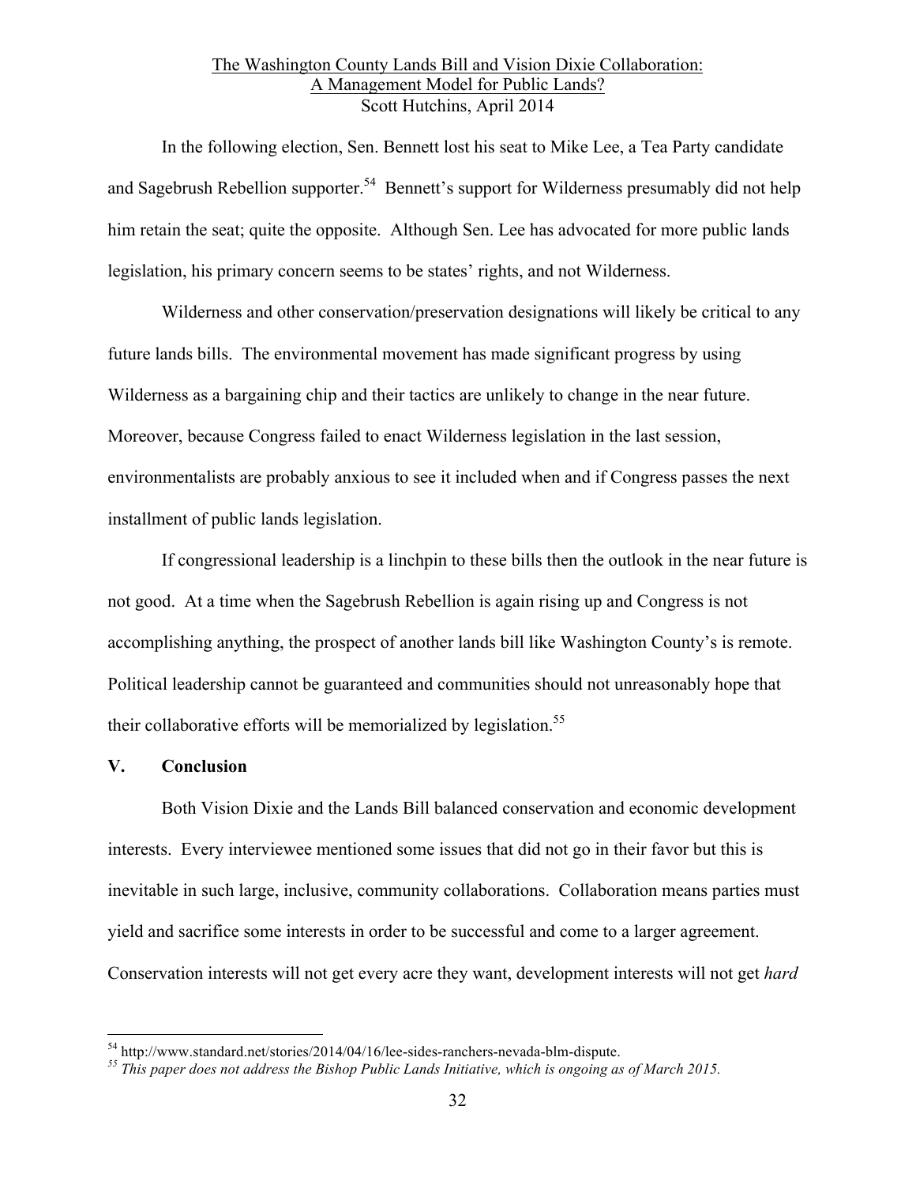In the following election, Sen. Bennett lost his seat to Mike Lee, a Tea Party candidate and Sagebrush Rebellion supporter.[54] Bennett's support for Wilderness presumably did not help him retain the seat; quite the opposite. Although Sen. Lee has advocated for more public lands legislation, his primary concern seems to be states' rights, and not Wilderness.

Wilderness and other conservation/preservation designations will likely be critical to any future lands bills. The environmental movement has made significant progress by using Wilderness as a bargaining chip and their tactics are unlikely to change in the near future. Moreover, because Congress failed to enact Wilderness legislation in the last session, environmentalists are probably anxious to see it included when and if Congress passes the next installment of public lands legislation.

If congressional leadership is a linchpin to these bills then the outlook in the near future is not good. At a time when the Sagebrush Rebellion is again rising up and Congress is not accomplishing anything, the prospect of another lands bill like Washington County's is remote. Political leadership cannot be guaranteed and communities should not unreasonably hope that their collaborative efforts will be memorialized by legislation.[55]

## V. Conclusion

Both Vision Dixie and the Lands Bill balanced conservation and economic development interests. Every interviewee mentioned some issues that did not go in their favor but this is inevitable in such large, inclusive, community collaborations. Collaboration means parties must yield and sacrifice some interests in order to be successful and come to a larger agreement. Conservation interests will not get every acre they want, development interests will not get *hard*

---

[54] http://www.standard.net/stories/2014/04/16/lee-sides-ranchers-nevada-blm-dispute.

[55] *This paper does not address the Bishop Public Lands Initiative, which is ongoing as of March 2015.*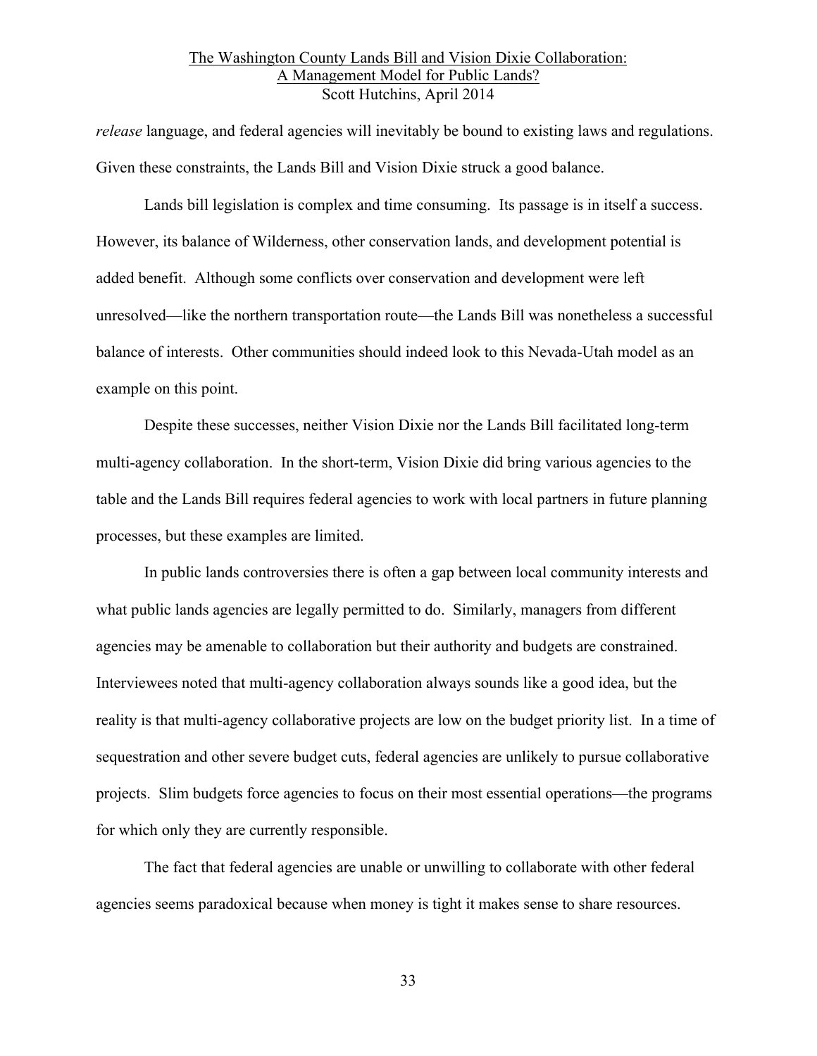*release* language, and federal agencies will inevitably be bound to existing laws and regulations. Given these constraints, the Lands Bill and Vision Dixie struck a good balance.

Lands bill legislation is complex and time consuming. Its passage is in itself a success. However, its balance of Wilderness, other conservation lands, and development potential is added benefit. Although some conflicts over conservation and development were left unresolved—like the northern transportation route—the Lands Bill was nonetheless a successful balance of interests. Other communities should indeed look to this Nevada-Utah model as an example on this point.

Despite these successes, neither Vision Dixie nor the Lands Bill facilitated long-term multi-agency collaboration. In the short-term, Vision Dixie did bring various agencies to the table and the Lands Bill requires federal agencies to work with local partners in future planning processes, but these examples are limited.

In public lands controversies there is often a gap between local community interests and what public lands agencies are legally permitted to do. Similarly, managers from different agencies may be amenable to collaboration but their authority and budgets are constrained. Interviewees noted that multi-agency collaboration always sounds like a good idea, but the reality is that multi-agency collaborative projects are low on the budget priority list. In a time of sequestration and other severe budget cuts, federal agencies are unlikely to pursue collaborative projects. Slim budgets force agencies to focus on their most essential operations—the programs for which only they are currently responsible.

The fact that federal agencies are unable or unwilling to collaborate with other federal agencies seems paradoxical because when money is tight it makes sense to share resources.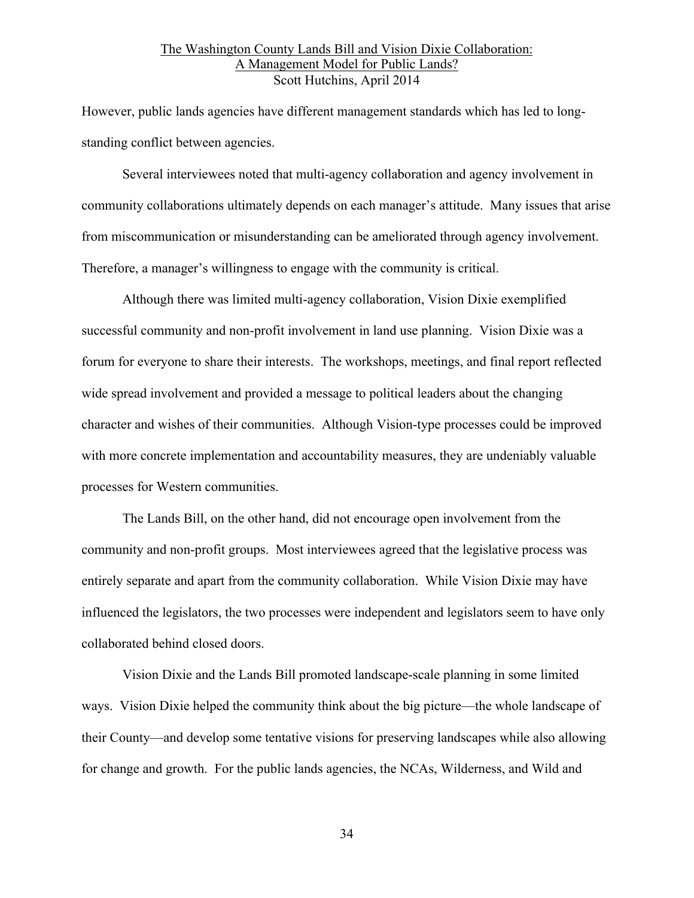However, public lands agencies have different management standards which has led to long-standing conflict between agencies.

Several interviewees noted that multi-agency collaboration and agency involvement in community collaborations ultimately depends on each manager's attitude. Many issues that arise from miscommunication or misunderstanding can be ameliorated through agency involvement. Therefore, a manager's willingness to engage with the community is critical.

Although there was limited multi-agency collaboration, Vision Dixie exemplified successful community and non-profit involvement in land use planning. Vision Dixie was a forum for everyone to share their interests. The workshops, meetings, and final report reflected wide spread involvement and provided a message to political leaders about the changing character and wishes of their communities. Although Vision-type processes could be improved with more concrete implementation and accountability measures, they are undeniably valuable processes for Western communities.

The Lands Bill, on the other hand, did not encourage open involvement from the community and non-profit groups. Most interviewees agreed that the legislative process was entirely separate and apart from the community collaboration. While Vision Dixie may have influenced the legislators, the two processes were independent and legislators seem to have only collaborated behind closed doors.

Vision Dixie and the Lands Bill promoted landscape-scale planning in some limited ways. Vision Dixie helped the community think about the big picture—the whole landscape of their County—and develop some tentative visions for preserving landscapes while also allowing for change and growth. For the public lands agencies, the NCAs, Wilderness, and Wild and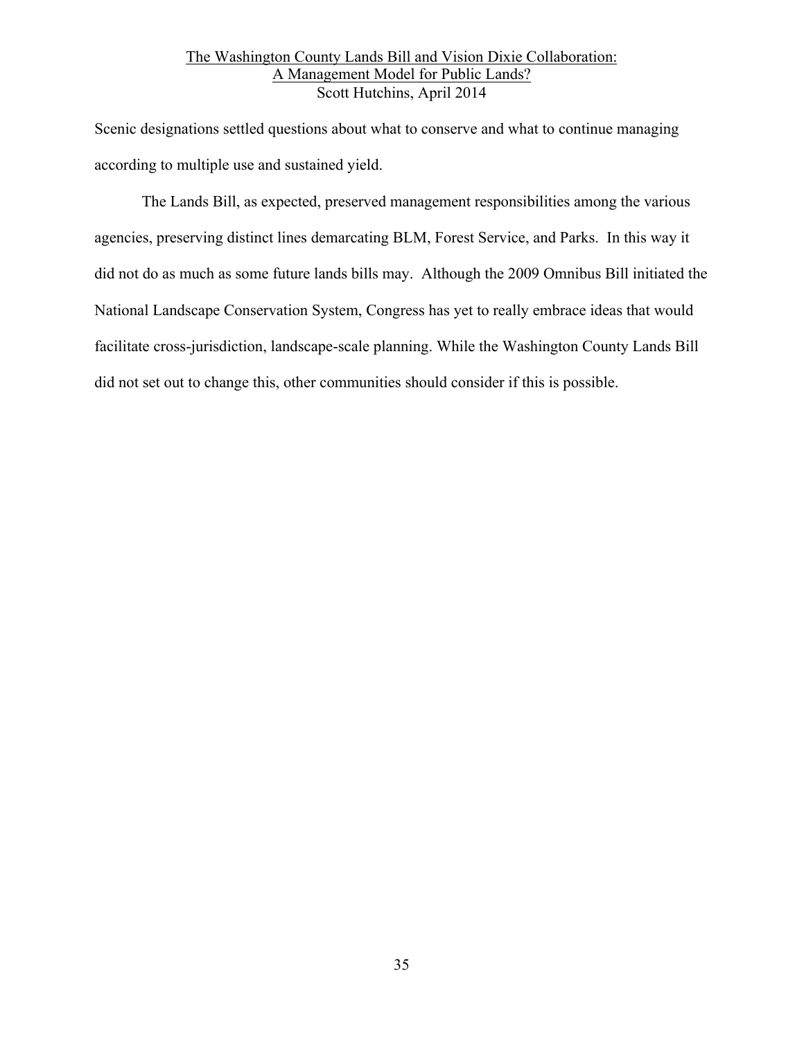Scenic designations settled questions about what to conserve and what to continue managing according to multiple use and sustained yield.

The Lands Bill, as expected, preserved management responsibilities among the various agencies, preserving distinct lines demarcating BLM, Forest Service, and Parks. In this way it did not do as much as some future lands bills may. Although the 2009 Omnibus Bill initiated the National Landscape Conservation System, Congress has yet to really embrace ideas that would facilitate cross-jurisdiction, landscape-scale planning. While the Washington County Lands Bill did not set out to change this, other communities should consider if this is possible.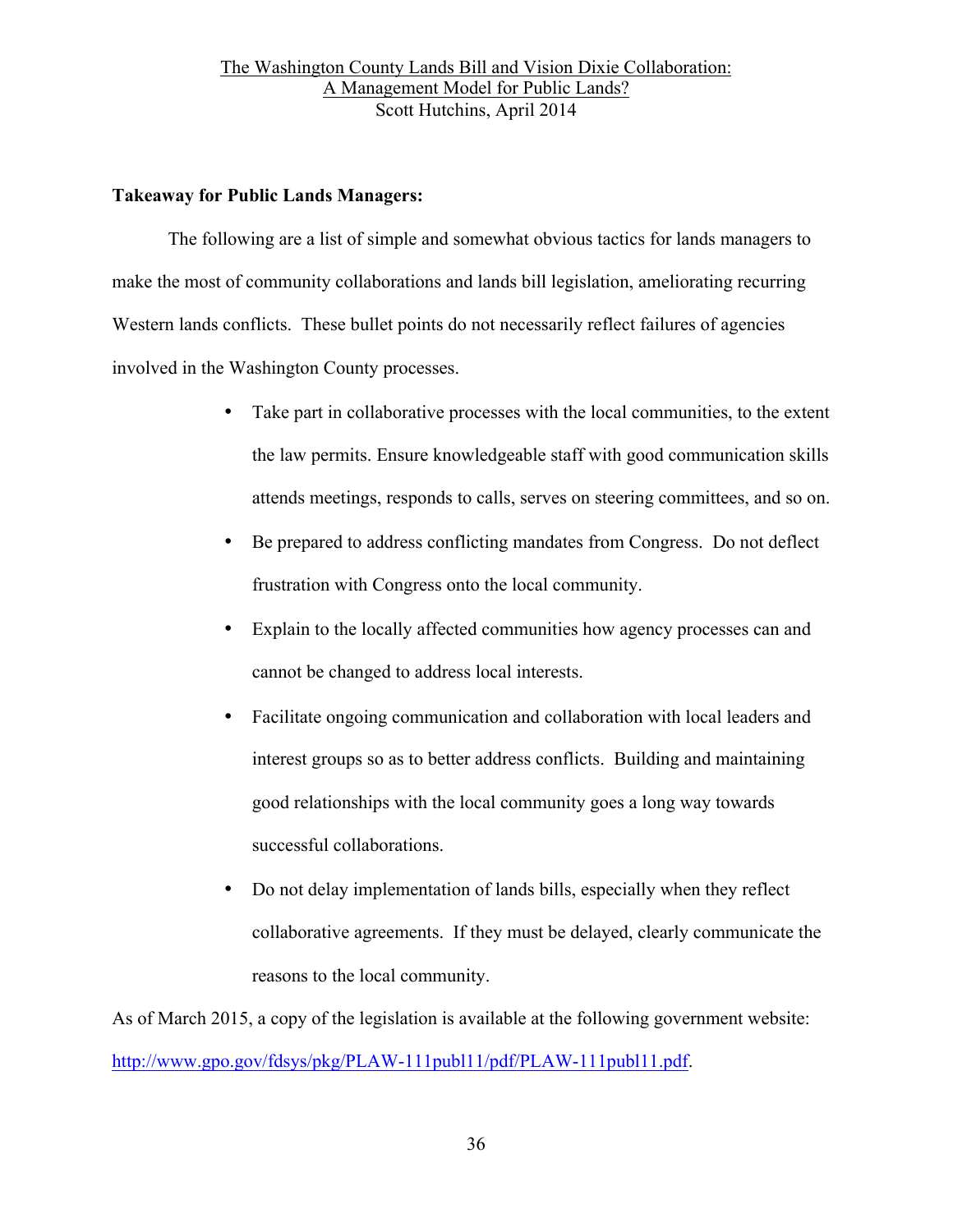**Takeaway for Public Lands Managers:**

The following are a list of simple and somewhat obvious tactics for lands managers to make the most of community collaborations and lands bill legislation, ameliorating recurring Western lands conflicts. These bullet points do not necessarily reflect failures of agencies involved in the Washington County processes.

- Take part in collaborative processes with the local communities, to the extent the law permits. Ensure knowledgeable staff with good communication skills attends meetings, responds to calls, serves on steering committees, and so on.
- Be prepared to address conflicting mandates from Congress. Do not deflect frustration with Congress onto the local community.
- Explain to the locally affected communities how agency processes can and cannot be changed to address local interests.
- Facilitate ongoing communication and collaboration with local leaders and interest groups so as to better address conflicts. Building and maintaining good relationships with the local community goes a long way towards successful collaborations.
- Do not delay implementation of lands bills, especially when they reflect collaborative agreements. If they must be delayed, clearly communicate the reasons to the local community.

As of March 2015, a copy of the legislation is available at the following government website: http://www.gpo.gov/fdsys/pkg/PLAW-111publ11/pdf/PLAW-111publ11.pdf.